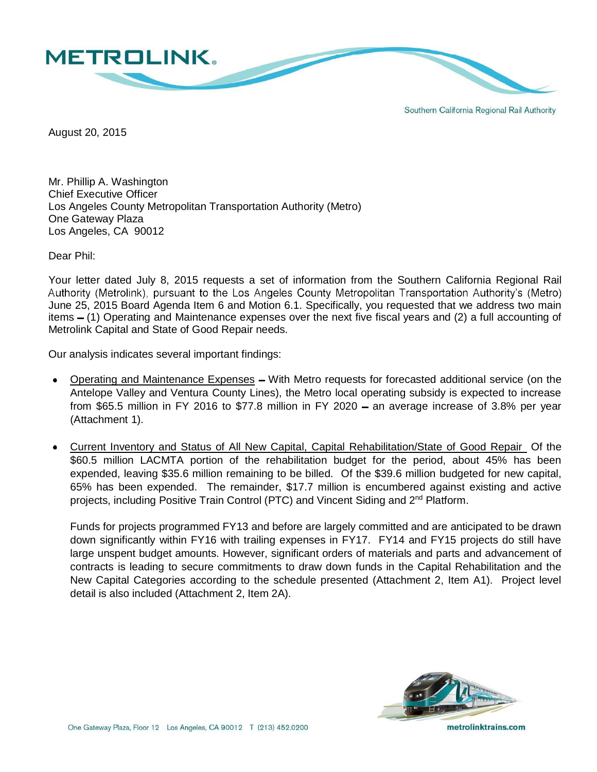August 20, 2015

Mr. Phillip A. Washington
Chief Executive Officer
Los Angeles County Metropolitan Transportation Authority (Metro)
One Gateway Plaza
Los Angeles, CA 90012

Dear Phil:

Your letter dated July 8, 2015 requests a set of information from the Southern California Regional Rail Authority (Metrolink), pursuant to the Los Angeles County Metropolitan Transportation Authority's (Metro) June 25, 2015 Board Agenda Item 6 and Motion 6.1. Specifically, you requested that we address two main items – (1) Operating and Maintenance expenses over the next five fiscal years and (2) a full accounting of Metrolink Capital and State of Good Repair needs.

Our analysis indicates several important findings:

- Operating and Maintenance Expenses – With Metro requests for forecasted additional service (on the Antelope Valley and Ventura County Lines), the Metro local operating subsidy is expected to increase from $65.5 million in FY 2016 to $77.8 million in FY 2020 – an average increase of 3.8% per year (Attachment 1).

- Current Inventory and Status of All New Capital, Capital Rehabilitation/State of Good Repair Of the $60.5 million LACMTA portion of the rehabilitation budget for the period, about 45% has been expended, leaving $35.6 million remaining to be billed. Of the $39.6 million budgeted for new capital, 65% has been expended. The remainder, $17.7 million is encumbered against existing and active projects, including Positive Train Control (PTC) and Vincent Siding and 2nd Platform.

  Funds for projects programmed FY13 and before are largely committed and are anticipated to be drawn down significantly within FY16 with trailing expenses in FY17. FY14 and FY15 projects do still have large unspent budget amounts. However, significant orders of materials and parts and advancement of contracts is leading to secure commitments to draw down funds in the Capital Rehabilitation and the New Capital Categories according to the schedule presented (Attachment 2, Item A1). Project level detail is also included (Attachment 2, Item 2A).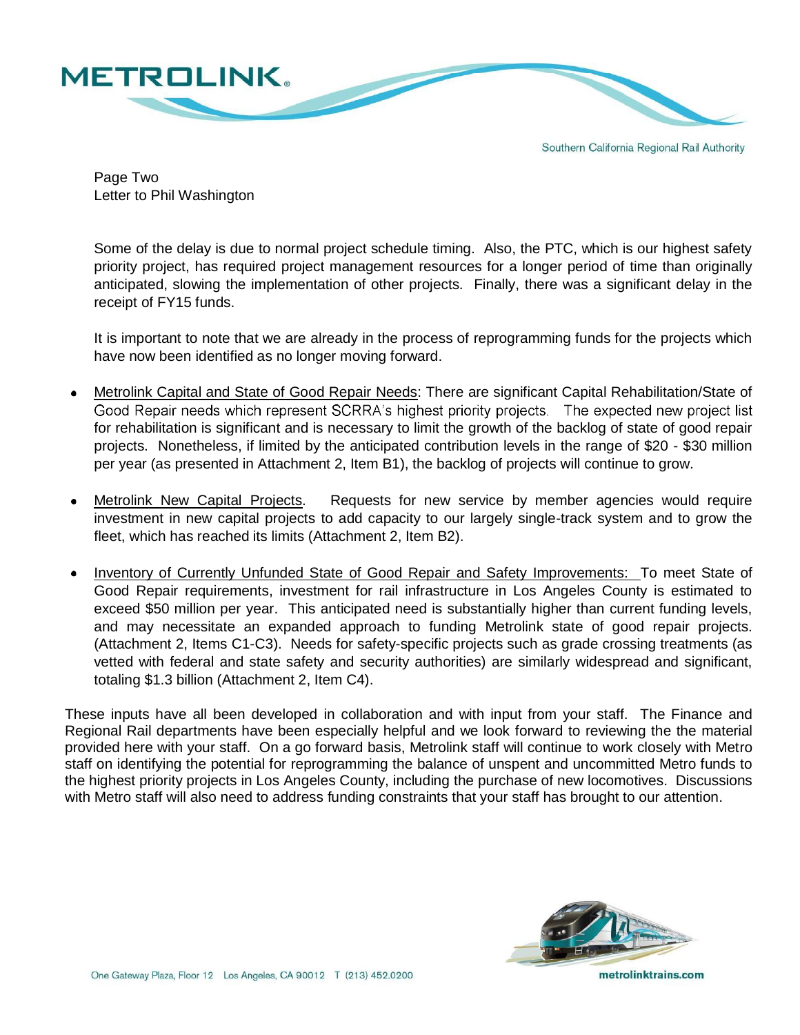Page Two
Letter to Phil Washington

Some of the delay is due to normal project schedule timing. Also, the PTC, which is our highest safety priority project, has required project management resources for a longer period of time than originally anticipated, slowing the implementation of other projects. Finally, there was a significant delay in the receipt of FY15 funds.

It is important to note that we are already in the process of reprogramming funds for the projects which have now been identified as no longer moving forward.

- Metrolink Capital and State of Good Repair Needs: There are significant Capital Rehabilitation/State of Good Repair needs which represent SCRRA's highest priority projects. The expected new project list for rehabilitation is significant and is necessary to limit the growth of the backlog of state of good repair projects. Nonetheless, if limited by the anticipated contribution levels in the range of \$20 - \$30 million per year (as presented in Attachment 2, Item B1), the backlog of projects will continue to grow.

- Metrolink New Capital Projects. Requests for new service by member agencies would require investment in new capital projects to add capacity to our largely single-track system and to grow the fleet, which has reached its limits (Attachment 2, Item B2).

- Inventory of Currently Unfunded State of Good Repair and Safety Improvements: To meet State of Good Repair requirements, investment for rail infrastructure in Los Angeles County is estimated to exceed \$50 million per year. This anticipated need is substantially higher than current funding levels, and may necessitate an expanded approach to funding Metrolink state of good repair projects. (Attachment 2, Items C1-C3). Needs for safety-specific projects such as grade crossing treatments (as vetted with federal and state safety and security authorities) are similarly widespread and significant, totaling \$1.3 billion (Attachment 2, Item C4).

These inputs have all been developed in collaboration and with input from your staff. The Finance and Regional Rail departments have been especially helpful and we look forward to reviewing the the material provided here with your staff. On a go forward basis, Metrolink staff will continue to work closely with Metro staff on identifying the potential for reprogramming the balance of unspent and uncommitted Metro funds to the highest priority projects in Los Angeles County, including the purchase of new locomotives. Discussions with Metro staff will also need to address funding constraints that your staff has brought to our attention.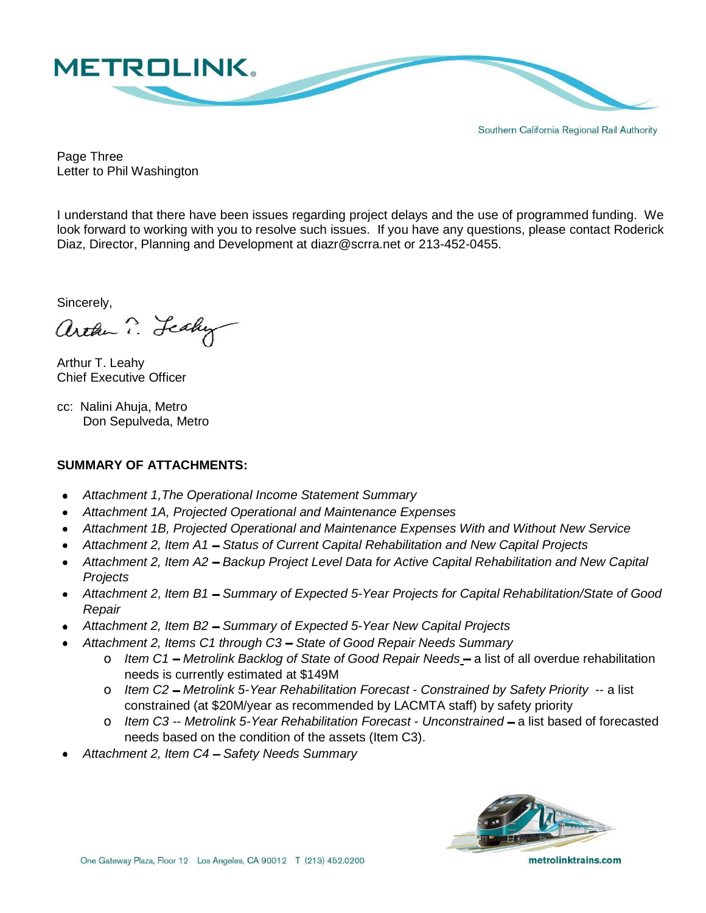Page Three
Letter to Phil Washington

I understand that there have been issues regarding project delays and the use of programmed funding. We look forward to working with you to resolve such issues. If you have any questions, please contact Roderick Diaz, Director, Planning and Development at diazr@scrra.net or 213-452-0455.

Sincerely,

Arthur T. Leahy
Chief Executive Officer

cc: Nalini Ahuja, Metro
Don Sepulveda, Metro

**SUMMARY OF ATTACHMENTS:**

- *Attachment 1,The Operational Income Statement Summary*
- *Attachment 1A, Projected Operational and Maintenance Expenses*
- *Attachment 1B, Projected Operational and Maintenance Expenses With and Without New Service*
- *Attachment 2, Item A1 – Status of Current Capital Rehabilitation and New Capital Projects*
- *Attachment 2, Item A2 – Backup Project Level Data for Active Capital Rehabilitation and New Capital Projects*
- *Attachment 2, Item B1 – Summary of Expected 5-Year Projects for Capital Rehabilitation/State of Good Repair*
- *Attachment 2, Item B2 – Summary of Expected 5-Year New Capital Projects*
- *Attachment 2, Items C1 through C3 – State of Good Repair Needs Summary*
    - *Item C1 – Metrolink Backlog of State of Good Repair Needs* – a list of all overdue rehabilitation needs is currently estimated at $149M
    - *Item C2 – Metrolink 5-Year Rehabilitation Forecast - Constrained by Safety Priority* -- a list constrained (at $20M/year as recommended by LACMTA staff) by safety priority
    - *Item C3 -- Metrolink 5-Year Rehabilitation Forecast - Unconstrained* – a list based of forecasted needs based on the condition of the assets (Item C3).
- *Attachment 2, Item C4 – Safety Needs Summary*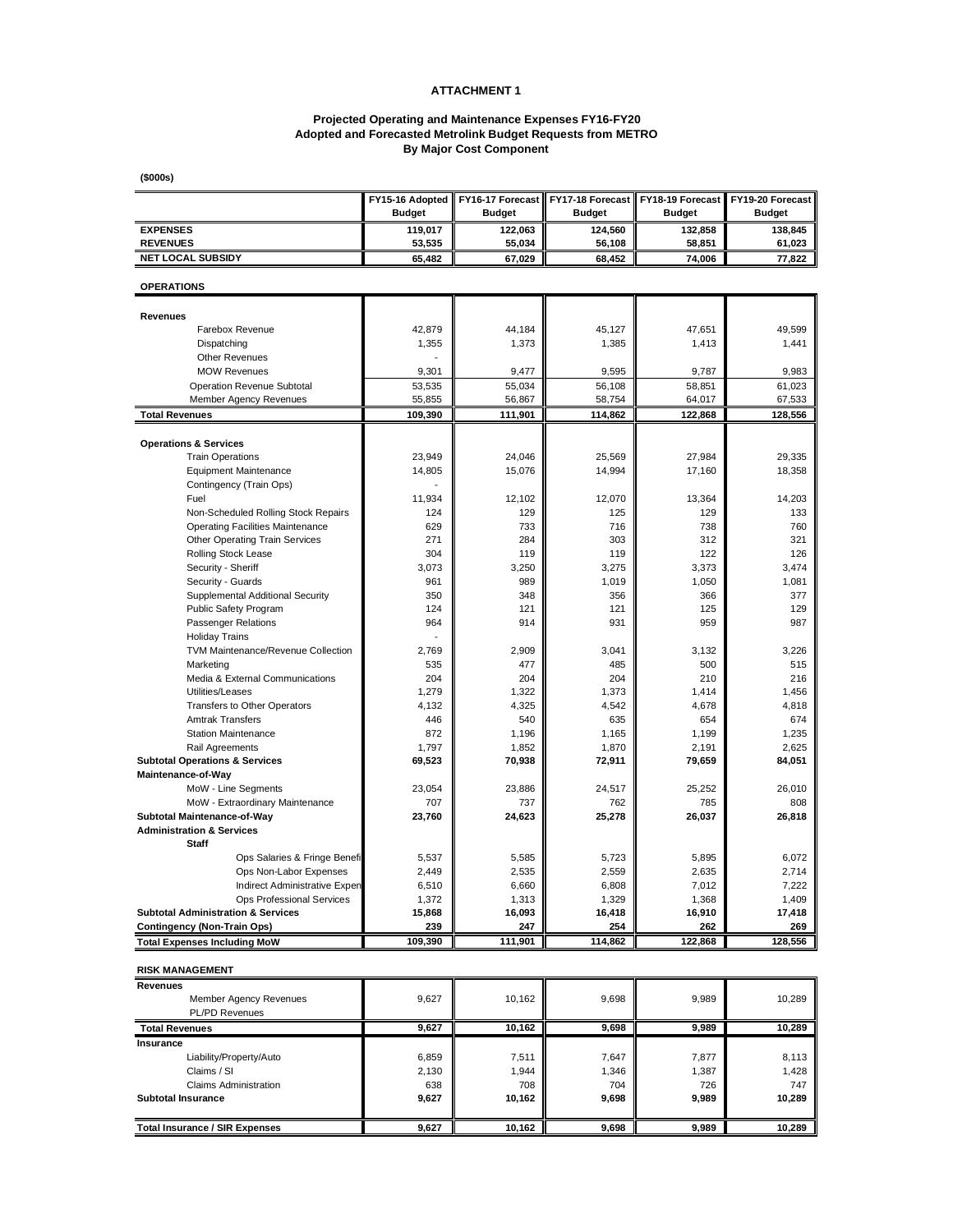# ATTACHMENT 1

## Projected Operating and Maintenance Expenses FY16-FY20
## Adopted and Forecasted Metrolink Budget Requests from METRO
## By Major Cost Component

**($000s)**

| | FY15-16 Adopted Budget | FY16-17 Forecast Budget | FY17-18 Forecast Budget | FY18-19 Forecast Budget | FY19-20 Forecast Budget |
|---|---|---|---|---|---|
| **EXPENSES** | **119,017** | **122,063** | **124,560** | **132,858** | **138,845** |
| **REVENUES** | **53,535** | **55,034** | **56,108** | **58,851** | **61,023** |
| **NET LOCAL SUBSIDY** | **65,482** | **67,029** | **68,452** | **74,006** | **77,822** |

**OPERATIONS**

| | FY15-16 Adopted Budget | FY16-17 Forecast Budget | FY17-18 Forecast Budget | FY18-19 Forecast Budget | FY19-20 Forecast Budget |
|---|---|---|---|---|---|
| **Revenues** | | | | | |
| Farebox Revenue | 42,879 | 44,184 | 45,127 | 47,651 | 49,599 |
| Dispatching | 1,355 | 1,373 | 1,385 | 1,413 | 1,441 |
| Other Revenues | - | | | | |
| MOW Revenues | 9,301 | 9,477 | 9,595 | 9,787 | 9,983 |
| Operation Revenue Subtotal | 53,535 | 55,034 | 56,108 | 58,851 | 61,023 |
| Member Agency Revenues | 55,855 | 56,867 | 58,754 | 64,017 | 67,533 |
| **Total Revenues** | **109,390** | **111,901** | **114,862** | **122,868** | **128,556** |
| **Operations & Services** | | | | | |
| Train Operations | 23,949 | 24,046 | 25,569 | 27,984 | 29,335 |
| Equipment Maintenance | 14,805 | 15,076 | 14,994 | 17,160 | 18,358 |
| Contingency (Train Ops) | - | | | | |
| Fuel | 11,934 | 12,102 | 12,070 | 13,364 | 14,203 |
| Non-Scheduled Rolling Stock Repairs | 124 | 129 | 125 | 129 | 133 |
| Operating Facilities Maintenance | 629 | 733 | 716 | 738 | 760 |
| Other Operating Train Services | 271 | 284 | 303 | 312 | 321 |
| Rolling Stock Lease | 304 | 119 | 119 | 122 | 126 |
| Security - Sheriff | 3,073 | 3,250 | 3,275 | 3,373 | 3,474 |
| Security - Guards | 961 | 989 | 1,019 | 1,050 | 1,081 |
| Supplemental Additional Security | 350 | 348 | 356 | 366 | 377 |
| Public Safety Program | 124 | 121 | 121 | 125 | 129 |
| Passenger Relations | 964 | 914 | 931 | 959 | 987 |
| Holiday Trains | - | | | | |
| TVM Maintenance/Revenue Collection | 2,769 | 2,909 | 3,041 | 3,132 | 3,226 |
| Marketing | 535 | 477 | 485 | 500 | 515 |
| Media & External Communications | 204 | 204 | 204 | 210 | 216 |
| Utilities/Leases | 1,279 | 1,322 | 1,373 | 1,414 | 1,456 |
| Transfers to Other Operators | 4,132 | 4,325 | 4,542 | 4,678 | 4,818 |
| Amtrak Transfers | 446 | 540 | 635 | 654 | 674 |
| Station Maintenance | 872 | 1,196 | 1,165 | 1,199 | 1,235 |
| Rail Agreements | 1,797 | 1,852 | 1,870 | 2,191 | 2,625 |
| **Subtotal Operations & Services** | **69,523** | **70,938** | **72,911** | **79,659** | **84,051** |
| **Maintenance-of-Way** | | | | | |
| MoW - Line Segments | 23,054 | 23,886 | 24,517 | 25,252 | 26,010 |
| MoW - Extraordinary Maintenance | 707 | 737 | 762 | 785 | 808 |
| **Subtotal Maintenance-of-Way** | **23,760** | **24,623** | **25,278** | **26,037** | **26,818** |
| **Administration & Services** | | | | | |
| **Staff** | | | | | |
| Ops Salaries & Fringe Benefi | 5,537 | 5,585 | 5,723 | 5,895 | 6,072 |
| Ops Non-Labor Expenses | 2,449 | 2,535 | 2,559 | 2,635 | 2,714 |
| Indirect Administrative Expen | 6,510 | 6,660 | 6,808 | 7,012 | 7,222 |
| Ops Professional Services | 1,372 | 1,313 | 1,329 | 1,368 | 1,409 |
| **Subtotal Administration & Services** | **15,868** | **16,093** | **16,418** | **16,910** | **17,418** |
| **Contingency (Non-Train Ops)** | **239** | **247** | **254** | **262** | **269** |
| **Total Expenses Including MoW** | **109,390** | **111,901** | **114,862** | **122,868** | **128,556** |

**RISK MANAGEMENT**

| | FY15-16 Adopted Budget | FY16-17 Forecast Budget | FY17-18 Forecast Budget | FY18-19 Forecast Budget | FY19-20 Forecast Budget |
|---|---|---|---|---|---|
| **Revenues** | | | | | |
| Member Agency Revenues | 9,627 | 10,162 | 9,698 | 9,989 | 10,289 |
| PL/PD Revenues | | | | | |
| **Total Revenues** | **9,627** | **10,162** | **9,698** | **9,989** | **10,289** |
| **Insurance** | | | | | |
| Liability/Property/Auto | 6,859 | 7,511 | 7,647 | 7,877 | 8,113 |
| Claims / SI | 2,130 | 1,944 | 1,346 | 1,387 | 1,428 |
| Claims Administration | 638 | 708 | 704 | 726 | 747 |
| **Subtotal Insurance** | **9,627** | **10,162** | **9,698** | **9,989** | **10,289** |
| **Total Insurance / SIR Expenses** | **9,627** | **10,162** | **9,698** | **9,989** | **10,289** |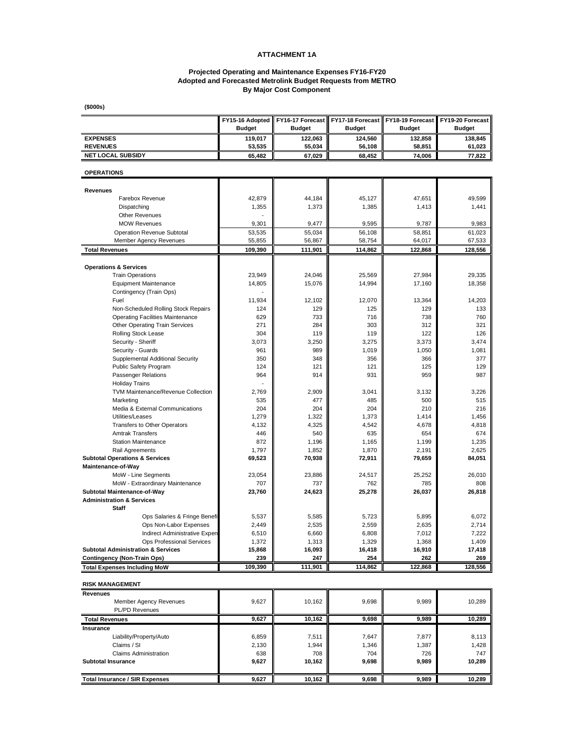# ATTACHMENT 1A

### Projected Operating and Maintenance Expenses FY16-FY20
### Adopted and Forecasted Metrolink Budget Requests from METRO
### By Major Cost Component

**($000s)**

| | FY15-16 Adopted Budget | FY16-17 Forecast Budget | FY17-18 Forecast Budget | FY18-19 Forecast Budget | FY19-20 Forecast Budget |
|---|---|---|---|---|---|
| **EXPENSES** | **119,017** | **122,063** | **124,560** | **132,858** | **138,845** |
| **REVENUES** | **53,535** | **55,034** | **56,108** | **58,851** | **61,023** |
| **NET LOCAL SUBSIDY** | **65,482** | **67,029** | **68,452** | **74,006** | **77,822** |

**OPERATIONS**

| | FY15-16 Adopted Budget | FY16-17 Forecast Budget | FY17-18 Forecast Budget | FY18-19 Forecast Budget | FY19-20 Forecast Budget |
|---|---|---|---|---|---|
| **Revenues** | | | | | |
| Farebox Revenue | 42,879 | 44,184 | 45,127 | 47,651 | 49,599 |
| Dispatching | 1,355 | 1,373 | 1,385 | 1,413 | 1,441 |
| Other Revenues | - | | | | |
| MOW Revenues | 9,301 | 9,477 | 9,595 | 9,787 | 9,983 |
| Operation Revenue Subtotal | 53,535 | 55,034 | 56,108 | 58,851 | 61,023 |
| Member Agency Revenues | 55,855 | 56,867 | 58,754 | 64,017 | 67,533 |
| **Total Revenues** | **109,390** | **111,901** | **114,862** | **122,868** | **128,556** |
| **Operations & Services** | | | | | |
| Train Operations | 23,949 | 24,046 | 25,569 | 27,984 | 29,335 |
| Equipment Maintenance | 14,805 | 15,076 | 14,994 | 17,160 | 18,358 |
| Contingency (Train Ops) | - | | | | |
| Fuel | 11,934 | 12,102 | 12,070 | 13,364 | 14,203 |
| Non-Scheduled Rolling Stock Repairs | 124 | 129 | 125 | 129 | 133 |
| Operating Facilities Maintenance | 629 | 733 | 716 | 738 | 760 |
| Other Operating Train Services | 271 | 284 | 303 | 312 | 321 |
| Rolling Stock Lease | 304 | 119 | 119 | 122 | 126 |
| Security - Sheriff | 3,073 | 3,250 | 3,275 | 3,373 | 3,474 |
| Security - Guards | 961 | 989 | 1,019 | 1,050 | 1,081 |
| Supplemental Additional Security | 350 | 348 | 356 | 366 | 377 |
| Public Safety Program | 124 | 121 | 121 | 125 | 129 |
| Passenger Relations | 964 | 914 | 931 | 959 | 987 |
| Holiday Trains | - | | | | |
| TVM Maintenance/Revenue Collection | 2,769 | 2,909 | 3,041 | 3,132 | 3,226 |
| Marketing | 535 | 477 | 485 | 500 | 515 |
| Media & External Communications | 204 | 204 | 204 | 210 | 216 |
| Utilities/Leases | 1,279 | 1,322 | 1,373 | 1,414 | 1,456 |
| Transfers to Other Operators | 4,132 | 4,325 | 4,542 | 4,678 | 4,818 |
| Amtrak Transfers | 446 | 540 | 635 | 654 | 674 |
| Station Maintenance | 872 | 1,196 | 1,165 | 1,199 | 1,235 |
| Rail Agreements | 1,797 | 1,852 | 1,870 | 2,191 | 2,625 |
| **Subtotal Operations & Services** | **69,523** | **70,938** | **72,911** | **79,659** | **84,051** |
| **Maintenance-of-Way** | | | | | |
| MoW - Line Segments | 23,054 | 23,886 | 24,517 | 25,252 | 26,010 |
| MoW - Extraordinary Maintenance | 707 | 737 | 762 | 785 | 808 |
| **Subtotal Maintenance-of-Way** | **23,760** | **24,623** | **25,278** | **26,037** | **26,818** |
| **Administration & Services** | | | | | |
| **Staff** | | | | | |
| Ops Salaries & Fringe Benefi | 5,537 | 5,585 | 5,723 | 5,895 | 6,072 |
| Ops Non-Labor Expenses | 2,449 | 2,535 | 2,559 | 2,635 | 2,714 |
| Indirect Administrative Expen | 6,510 | 6,660 | 6,808 | 7,012 | 7,222 |
| Ops Professional Services | 1,372 | 1,313 | 1,329 | 1,368 | 1,409 |
| **Subtotal Administration & Services** | **15,868** | **16,093** | **16,418** | **16,910** | **17,418** |
| **Contingency (Non-Train Ops)** | **239** | **247** | **254** | **262** | **269** |
| **Total Expenses Including MoW** | **109,390** | **111,901** | **114,862** | **122,868** | **128,556** |

**RISK MANAGEMENT**

| | FY15-16 Adopted Budget | FY16-17 Forecast Budget | FY17-18 Forecast Budget | FY18-19 Forecast Budget | FY19-20 Forecast Budget |
|---|---|---|---|---|---|
| **Revenues** | | | | | |
| Member Agency Revenues | 9,627 | 10,162 | 9,698 | 9,989 | 10,289 |
| PL/PD Revenues | | | | | |
| **Total Revenues** | **9,627** | **10,162** | **9,698** | **9,989** | **10,289** |
| **Insurance** | | | | | |
| Liability/Property/Auto | 6,859 | 7,511 | 7,647 | 7,877 | 8,113 |
| Claims / SI | 2,130 | 1,944 | 1,346 | 1,387 | 1,428 |
| Claims Administration | 638 | 708 | 704 | 726 | 747 |
| **Subtotal Insurance** | **9,627** | **10,162** | **9,698** | **9,989** | **10,289** |
| **Total Insurance / SIR Expenses** | **9,627** | **10,162** | **9,698** | **9,989** | **10,289** |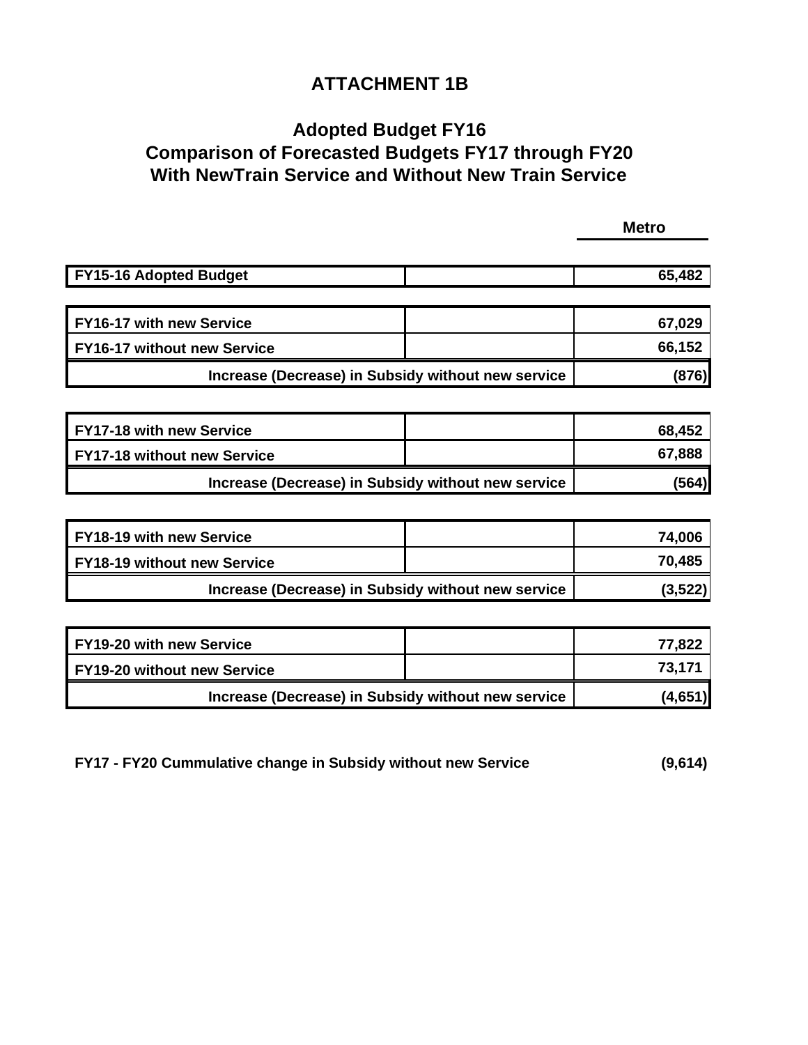# ATTACHMENT 1B

## Adopted Budget FY16
## Comparison of Forecasted Budgets FY17 through FY20
## With NewTrain Service and Without New Train Service

| | | Metro |
|---|---|---|
| **FY15-16 Adopted Budget** | | **65,482** |
| | | |
| **FY16-17 with new Service** | | **67,029** |
| **FY16-17 without new Service** | | **66,152** |
| | **Increase (Decrease) in Subsidy without new service** | **(876)** |
| | | |
| **FY17-18 with new Service** | | **68,452** |
| **FY17-18 without new Service** | | **67,888** |
| | **Increase (Decrease) in Subsidy without new service** | **(564)** |
| | | |
| **FY18-19 with new Service** | | **74,006** |
| **FY18-19 without new Service** | | **70,485** |
| | **Increase (Decrease) in Subsidy without new service** | **(3,522)** |
| | | |
| **FY19-20 with new Service** | | **77,822** |
| **FY19-20 without new Service** | | **73,171** |
| | **Increase (Decrease) in Subsidy without new service** | **(4,651)** |

**FY17 - FY20 Cummulative change in Subsidy without new Service** **(9,614)**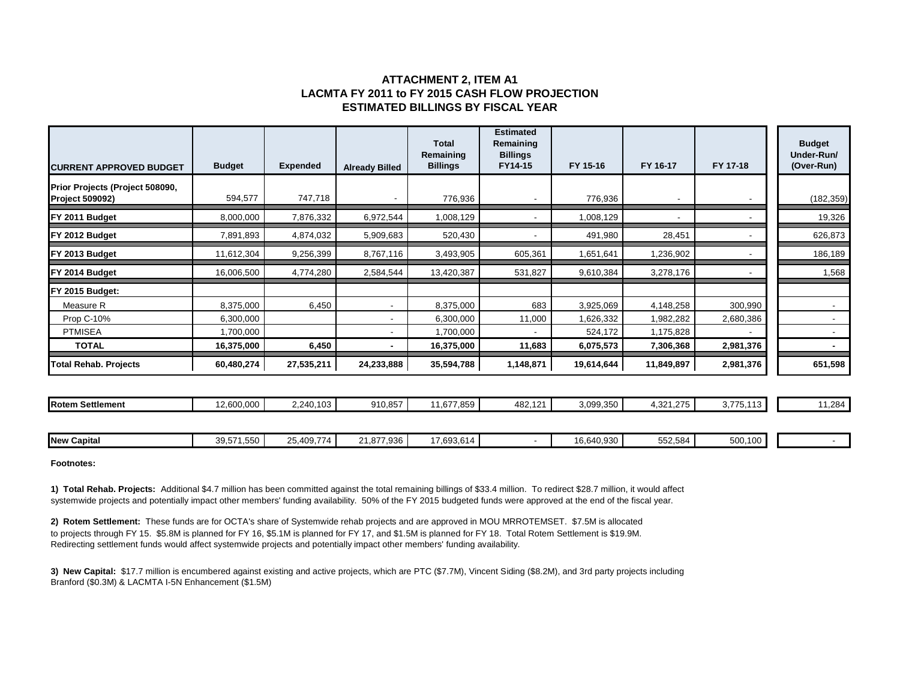# ATTACHMENT 2, ITEM A1
## LACMTA FY 2011 to FY 2015 CASH FLOW PROJECTION
## ESTIMATED BILLINGS BY FISCAL YEAR

| CURRENT APPROVED BUDGET | Budget | Expended | Already Billed | Total Remaining Billings | Estimated Remaining Billings FY14-15 | FY 15-16 | FY 16-17 | FY 17-18 | Budget Under-Run/ (Over-Run) |
|---|---|---|---|---|---|---|---|---|---|
| **Prior Projects (Project 508090, Project 509092)** | 594,577 | 747,718 | - | 776,936 | - | 776,936 | - | - | (182,359) |
| **FY 2011 Budget** | 8,000,000 | 7,876,332 | 6,972,544 | 1,008,129 | - | 1,008,129 | - | - | 19,326 |
| **FY 2012 Budget** | 7,891,893 | 4,874,032 | 5,909,683 | 520,430 | - | 491,980 | 28,451 | - | 626,873 |
| **FY 2013 Budget** | 11,612,304 | 9,256,399 | 8,767,116 | 3,493,905 | 605,361 | 1,651,641 | 1,236,902 | - | 186,189 |
| **FY 2014 Budget** | 16,006,500 | 4,774,280 | 2,584,544 | 13,420,387 | 531,827 | 9,610,384 | 3,278,176 | - | 1,568 |
| **FY 2015 Budget:** | | | | | | | | | |
| Measure R | 8,375,000 | 6,450 | - | 8,375,000 | 683 | 3,925,069 | 4,148,258 | 300,990 | - |
| Prop C-10% | 6,300,000 | | - | 6,300,000 | 11,000 | 1,626,332 | 1,982,282 | 2,680,386 | - |
| PTMISEA | 1,700,000 | | - | 1,700,000 | - | 524,172 | 1,175,828 | - | - |
| **TOTAL** | **16,375,000** | **6,450** | **-** | **16,375,000** | **11,683** | **6,075,573** | **7,306,368** | **2,981,376** | **-** |
| **Total Rehab. Projects** | **60,480,274** | **27,535,211** | **24,233,888** | **35,594,788** | **1,148,871** | **19,614,644** | **11,849,897** | **2,981,376** | **651,598** |
| **Rotem Settlement** | 12,600,000 | 2,240,103 | 910,857 | 11,677,859 | 482,121 | 3,099,350 | 4,321,275 | 3,775,113 | 11,284 |
| **New Capital** | 39,571,550 | 25,409,774 | 21,877,936 | 17,693,614 | - | 16,640,930 | 552,584 | 500,100 | - |

**Footnotes:**

**1) Total Rehab. Projects:** Additional $4.7 million has been committed against the total remaining billings of $33.4 million. To redirect $28.7 million, it would affect systemwide projects and potentially impact other members' funding availability. 50% of the FY 2015 budgeted funds were approved at the end of the fiscal year.

**2) Rotem Settlement:** These funds are for OCTA's share of Systemwide rehab projects and are approved in MOU MRROTEMSET. $7.5M is allocated to projects through FY 15. $5.8M is planned for FY 16, $5.1M is planned for FY 17, and $1.5M is planned for FY 18. Total Rotem Settlement is $19.9M. Redirecting settlement funds would affect systemwide projects and potentially impact other members' funding availability.

**3) New Capital:** $17.7 million is encumbered against existing and active projects, which are PTC ($7.7M), Vincent Siding ($8.2M), and 3rd party projects including Branford ($0.3M) & LACMTA I-5N Enhancement ($1.5M)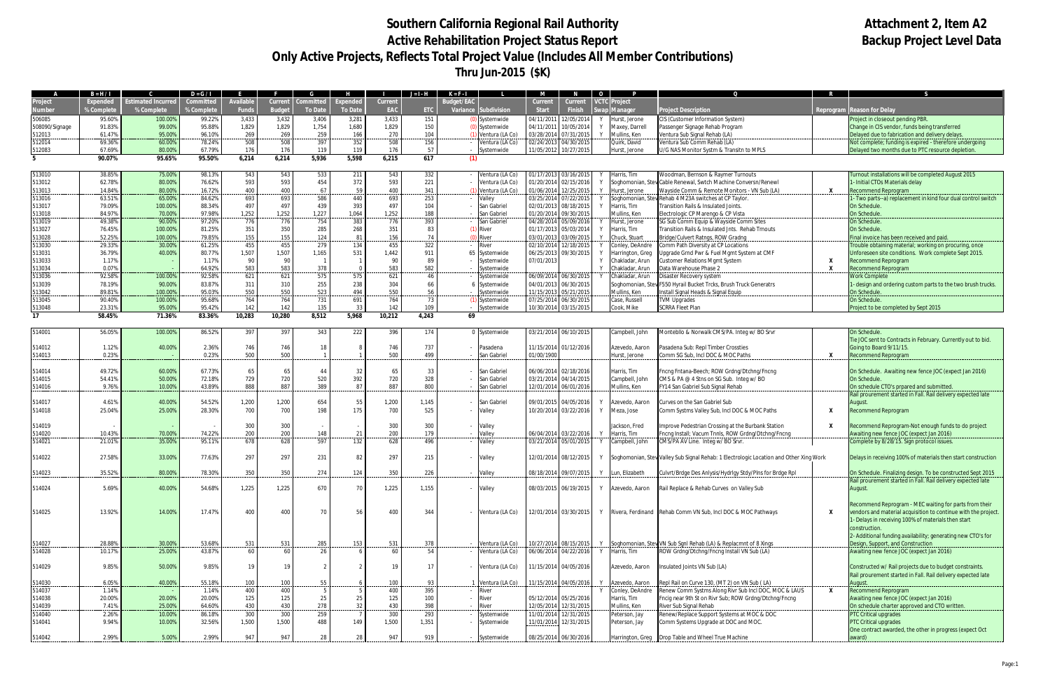# Southern California Regional Rail Authority
## Active Rehabilitation Project Status Report
## Only Active Projects, Reflects Total Project Value (Includes All Member Contributions)
## Thru Jun-2015 ($K)

**Attachment 2, Item A2**
**Backup Project Level Data**

| A | B=H/I | C | D=G/I | E | F | G | H | I | J=I-H | K=F-I | L | M | N | O | P | Q | R | S |
|---|---|---|---|---|---|---|---|---|---|---|---|---|---|---|---|---|---|---|
| Project Number | Expended % Complete | Estimated Incurred % Complete | Committed % Complete | Available Funds | Current Budget | Committed To Date | Expended To Date | Current EAC | ETC | Budget/EAC Variance | Subdivision | Current Start | Current Finish | VCTC Swap | Project Manager | Project Description | Reprogram | Reason for Delay |
| 506085 | 95.60% | 100.00% | 99.22% | 3,433 | 3,432 | 3,406 | 3,281 | 3,433 | 151 | (0) | Systemwide | 04/11/2011 | 12/05/2014 | Y | Hurst, Jerone | CIS (Customer Information System) | | Project in closeout pending PBR. |
| 508090/Signage | 91.83% | 99.00% | 95.88% | 1,829 | 1,829 | 1,754 | 1,680 | 1,829 | 150 | (0) | Systemwide | 04/11/2011 | 10/05/2014 | Y | Maxey, Darrell | Passenger Signage Rehab Program | | Change in CIS vendor, funds being transferred |
| 512013 | 61.47% | 95.00% | 96.10% | 269 | 269 | 259 | 166 | 270 | 104 | (1) | Ventura (LA Co) | 03/28/2014 | 07/31/2015 | Y | Mullins, Ken | Ventura Sub Signal Rehab (LA) | | Delayed due to fabrication and delivery delays. |
| 512014 | 69.36% | 60.00% | 78.24% | 508 | 508 | 397 | 352 | 508 | 156 | - | Ventura (LA Co) | 02/24/2013 | 04/30/2015 | | Quirk, David | Ventura Sub Comm Rehab (LA) | | Not complete; funding is expired - therefore undergoing |
| 512083 | 67.69% | 80.00% | 67.79% | 176 | 176 | 119 | 119 | 176 | 57 | - | Systemwide | 11/05/2012 | 10/27/2015 | | Hurst, Jerone | U/G NAS Monitor Systm & Transitn to MPLS | | Delayed two months due to PTC resource depletion. |
| **5** | **90.07%** | **95.65%** | **95.50%** | **6,214** | **6,214** | **5,936** | **5,598** | **6,215** | **617** | **(1)** | | | | | | | | |
| 513010 | 38.85% | 75.00% | 98.13% | 543 | 543 | 533 | 211 | 543 | 332 | - | Ventura (LA Co) | 01/17/2013 | 03/16/2015 | Y | Harris, Tim | Woodman, Bernson & Raymer Turnouts | | Turnout installations will be completed August 2015 |
| 513012 | 62.78% | 80.00% | 76.62% | 593 | 593 | 454 | 372 | 593 | 221 | - | Ventura (LA Co) | 01/20/2014 | 02/15/2016 | Y | Soghomonian, Stev | Cable Renewal, Swtch Machine Conversn/Renewl | | 1- Initial CTOs Materials delay |
| 513013 | 14.84% | 80.00% | 16.72% | 400 | 400 | 67 | 59 | 400 | 341 | (1) | Ventura (LA Co) | 01/06/2014 | 12/25/2015 | Y | Hurst, Jerone | Wayside Comm & Remote Monitors - VN Sub (LA) | X | Recommend Reprogram |
| 513016 | 63.51% | 65.00% | 84.62% | 693 | 693 | 586 | 440 | 693 | 253 | - | Valley | 03/25/2014 | 07/22/2015 | Y | Soghomonian, Stev | Rehab 4 M23A switches at CP Taylor. | | 1- Two parts--a) replacement in kind four dual control switch |
| 513017 | 79.09% | 100.00% | 88.34% | 497 | 497 | 439 | 393 | 497 | 104 | - | San Gabriel | 02/01/2013 | 08/18/2015 | Y | Harris, Tim | Transition Rails & Insulated Joints. | | On Schedule. |
| 513018 | 84.97% | 70.00% | 97.98% | 1,252 | 1,252 | 1,227 | 1,064 | 1,252 | 188 | - | San Gabriel | 01/20/2014 | 09/30/2015 | | Mullins, Ken | Electrologic CP Marengo & CP Vista | | On Schedule. |
| 513019 | 49.38% | 90.00% | 97.20% | 776 | 776 | 754 | 383 | 776 | 393 | - | San Gabriel | 04/28/2014 | 05/09/2016 | Y | Hurst, Jerone | SG Sub Comm Equip & Wayside Comm Sites | | On Schedule. |
| 513027 | 76.45% | 100.00% | 81.25% | 351 | 350 | 285 | 268 | 351 | 83 | (1) | River | 01/17/2013 | 05/03/2014 | Y | Harris, Tim | Transition Rails & Insulated Jnts. Rehab Trnouts | | On Schedule. |
| 513028 | 52.25% | 100.00% | 79.85% | 155 | 155 | 124 | 81 | 156 | 74 | (0) | River | 03/01/2013 | 03/09/2015 | Y | Chuck, Stuart | Bridge/Culvert Ratngs, ROW Gradng | | Final invoice has been received and paid. |
| 513030 | 29.33% | 30.00% | 61.25% | 455 | 455 | 279 | 134 | 455 | 322 | - | River | 02/10/2014 | 12/18/2015 | Y | Conley, DeAndre | Comm Path Diversity at CP Locations | | Trouble obtaining material; working on procuring, once |
| 513031 | 36.79% | 40.00% | 80.77% | 1,507 | 1,507 | 1,165 | 531 | 1,442 | 911 | 65 | Systemwide | 06/25/2013 | 09/30/2015 | Y | Harrington, Greg | Upgrade Grnd Pwr & Fuel Mgmt System at CMF | | Unforeseen site conditions. Work complete Sept 2015. |
| 513033 | 1.17% | - | 1.17% | 90 | 90 | 1 | 1 | 90 | 89 | - | Systemwide | 07/01/2013 | | Y | Chakladar, Arun | Customer Relations Mgmt System | X | Recommend Reprogram |
| 513034 | 0.07% | - | 64.92% | 583 | 583 | 378 | 0 | 583 | 582 | - | Systemwide | | | Y | Chakladar, Arun | Data Warehouse Phase 2 | X | Recommend Reprogram |
| 513036 | 92.58% | 100.00% | 92.58% | 621 | 621 | 575 | 575 | 621 | 46 | - | Systemwide | 06/09/2014 | 06/30/2015 | Y | Chakladar, Arun | Disaster Recovery system | | Work Complete |
| 513039 | 78.19% | 90.00% | 83.87% | 311 | 310 | 255 | 238 | 304 | 66 | 6 | Systemwide | 04/01/2013 | 06/30/2015 | | Soghomonian, Stev | F550 Hyrail Bucket Trcks, Brush Truck Generatrs | | 1- design and ordering custom parts to the two brush trucks. |
| 513042 | 89.81% | 100.00% | 95.03% | 550 | 550 | 523 | 494 | 550 | 56 | - | Systemwide | 11/15/2013 | 05/21/2015 | | Mullins, Ken | Install Signal Heads & Signal Equip | | On Schedule. |
| 513045 | 90.40% | 100.00% | 95.68% | 764 | 764 | 731 | 691 | 764 | 73 | (1) | Systemwide | 07/25/2014 | 06/30/2015 | | Case, Russell | TVM Upgrades | | On Schedule. |
| 513048 | 23.31% | 95.00% | 95.42% | 142 | 142 | 135 | 33 | 142 | 109 | - | Systemwide | 10/30/2014 | 03/15/2015 | | Cook, Mike | SCRRA Fleet Plan | | Project to be completed by Sept 2015 |
| **17** | **58.45%** | **71.36%** | **83.36%** | **10,283** | **10,280** | **8,512** | **5,968** | **10,212** | **4,243** | **69** | | | | | | | | |
| 514001 | 56.05% | 100.00% | 86.52% | 397 | 397 | 343 | 222 | 396 | 174 | 0 | Systemwide | 03/21/2014 | 06/10/2015 | | Campbell, John | Montebllo & Norwalk CMS/PA. Integ w/ BO Srvr | | On Schedule. |
| 514012 | 1.12% | 40.00% | 2.36% | 746 | 746 | 18 | 8 | 746 | 737 | - | Pasadena | 11/15/2014 | 01/12/2016 | | Azevedo, Aaron | Pasadena Sub: Repl Timber Crossties | | Tie JOC sent to Contracts in February. Currently out to bid. Going to Board 9/11/15. |
| 514013 | 0.23% | - | 0.23% | 500 | 500 | 1 | 1 | 500 | 499 | - | San Gabriel | 01/00/1900 | | | Hurst, Jerone | Comm SG Sub, Incl DOC & MOC Paths | X | Recommend Reprogram |
| 514014 | 49.72% | 60.00% | 67.73% | 65 | 65 | 44 | 32 | 65 | 33 | - | San Gabriel | 06/06/2014 | 02/18/2016 | | Harris, Tim | Fncng Fntana-Beech; ROW Grdng/Dtchng/Fncng | | On Schedule. Awaiting new fence JOC (expect Jan 2016) |
| 514015 | 54.41% | 50.00% | 72.18% | 729 | 720 | 520 | 392 | 720 | 328 | - | San Gabriel | 03/21/2014 | 04/14/2015 | | Campbell, John | CMS & PA @ 4 Stns on SG Sub. Integ w/ BO | | On Schedule. |
| 514016 | 9.76% | 10.00% | 43.89% | 888 | 887 | 389 | 87 | 887 | 800 | - | San Gabriel | 12/01/2014 | 06/01/2016 | | Mullins, Ken | FY14 San Gabriel Sub Signal Rehab | | On schedule CTO's prpared and submitted. |
| 514017 | 4.61% | 40.00% | 54.52% | 1,200 | 1,200 | 654 | 55 | 1,200 | 1,145 | - | San Gabriel | 09/01/2015 | 04/05/2016 | Y | Azevedo, Aaron | Curves on the San Gabriel Sub | | Rail prourement started in Fall. Rail delivery expected late August. |
| 514018 | 25.04% | 25.00% | 28.30% | 700 | 700 | 198 | 175 | 700 | 525 | - | Valley | 10/20/2014 | 03/22/2016 | Y | Meza, Jose | Comm Systms Valley Sub, Incl DOC & MOC Paths | X | Recommend Reprogram |
| 514019 | - | - | - | 300 | 300 | - | - | 300 | 300 | - | Valley | | | | Jackson, Fred | Improve Pedestrian Crossing at the Burbank Station | X | Recommend Reprogram-Not enough funds to do project |
| 514020 | 10.43% | 70.00% | 74.22% | 200 | 200 | 148 | 21 | 200 | 179 | - | Valley | 06/04/2014 | 03/22/2016 | Y | Harris, Tim | Fncng Install; Vacum Tnnls, ROW Grdng/Dtchng/Fncng | | Awaiting new fence JOC (expect Jan 2016) |
| 514021 | 21.01% | 35.00% | 95.11% | 628 | 628 | 597 | 132 | 628 | 496 | - | Valley | 03/21/2014 | 05/01/2015 | Y | Campbell, John | CMS/PA AV Line. Integ w/ BO Srvr. | | Complete by 8/28/15. Sign protocol issues. |
| 514022 | 27.58% | 33.00% | 77.63% | 297 | 297 | 231 | 82 | 297 | 215 | - | Valley | 12/01/2014 | 08/12/2015 | Y | Soghomonian, Stev | Valley Sub Signal Rehab: 1 Electrologic Location and Other Xing Work | | Delays in receiving 100% of materials then start construction |
| 514023 | 35.52% | 80.00% | 78.30% | 350 | 350 | 274 | 124 | 350 | 226 | - | Valley | 08/18/2014 | 09/07/2015 | Y | Lun, Elizabeth | Culvrt/Brdge Des Anlysis/Hydrlgy Stdy/Plns for Brdge Rpl | | On Schedule. Finalizing design. To be constructed Sept 2015 |
| 514024 | 5.69% | 40.00% | 54.68% | 1,225 | 1,225 | 670 | 70 | 1,225 | 1,155 | - | Valley | 08/03/2015 | 06/19/2015 | Y | Azevedo, Aaron | Rail Replace & Rehab Curves on Valley Sub | | Rail prourement started in Fall. Rail delivery expected late August. |
| 514025 | 13.92% | 14.00% | 17.47% | 400 | 400 | 70 | 56 | 400 | 344 | - | Ventura (LA Co) | 12/01/2014 | 03/30/2015 | Y | Rivera, Ferdinand | Rehab Comm VN Sub, Incl DOC & MOC Pathways | X | Recommend Reprogram - MEC waiting for parts from their vendors and material acquisition to continue with the project. 1- Delays in receiving 100% of materials then start construction. |
| 514027 | 28.88% | 30.00% | 53.68% | 531 | 531 | 285 | 153 | 531 | 378 | - | Ventura (LA Co) | 10/27/2014 | 08/15/2015 | Y | Soghomonian, Stev | VN Sub Sgnl Rehab (LA) & Replacmnt of 8 Xings | | 2- Additional funding availability; generating new CTO's for Design, Support, and Construction |
| 514028 | 10.17% | 25.00% | 43.87% | 60 | 60 | 26 | 6 | 60 | 54 | - | Ventura (LA Co) | 06/06/2014 | 04/22/2016 | Y | Harris, Tim | ROW Grdng/Dtchng/Fncng Install VN Sub (LA) | | Awaiting new fence JOC (expect Jan 2016) |
| 514029 | 9.85% | 50.00% | 9.85% | 19 | 19 | 2 | 2 | 19 | 17 | - | Ventura (LA Co) | 11/15/2014 | 04/05/2016 | | Azevedo, Aaron | Insulated Joints VN Sub (LA) | | Constructed w/ Rail projects due to budget constraints. |
| 514030 | 6.05% | 40.00% | 55.18% | 100 | 100 | 55 | 6 | 100 | 93 | 1 | Ventura (LA Co) | 11/15/2014 | 04/05/2016 | Y | Azevedo, Aaron | Repl Rail on Curve 130, (MT 2) on VN Sub (LA) | | Rail prourement started in Fall. Rail delivery expected late August. |
| 514037 | 1.14% | - | 1.14% | 400 | 400 | 5 | 5 | 400 | 395 | - | River | | | Y | Conley, DeAndre | Renew Comm Systms Along Rivr Sub Incl DOC, MOC & LAUS | X | Recommend Reprogram |
| 514038 | 20.00% | 20.00% | 20.00% | 125 | 125 | 25 | 25 | 125 | 100 | - | River | 05/12/2014 | 05/25/2016 | | Harris, Tim | Fncig near 9th St on Rivr Sub; ROW Grdng/Dtchng/Fncng | | Awaiting new fence JOC (expect Jan 2016) |
| 514039 | 7.41% | 25.00% | 64.60% | 430 | 430 | 278 | 32 | 430 | 398 | - | River | 12/05/2014 | 12/31/2015 | | Mullins, Ken | River Sub Signal Rehab | | On schedule charter approved and CTO written. |
| 514040 | 2.26% | 10.00% | 86.18% | 300 | 300 | 259 | 7 | 300 | 293 | - | Systemwide | 11/01/2014 | 12/31/2015 | | Peterson, Jay | Renew/Replace Support Systems at MOC & DOC | | PTC Critical upgrades |
| 514041 | 9.94% | 10.00% | 32.56% | 1,500 | 1,500 | 488 | 149 | 1,500 | 1,351 | - | Systemwide | 11/01/2014 | 12/31/2015 | | Peterson, Jay | Comm Systems Upgrade at DOC and MOC. | | PTC Critical upgrades |
| 514042 | 2.99% | 5.00% | 2.99% | 947 | 947 | 28 | 28 | 947 | 919 | - | Systemwide | 08/25/2014 | 06/30/2016 | | Harrington, Greg | Drop Table and Wheel True Machine | | One contract awarded, the other in progress (expect Oct award) |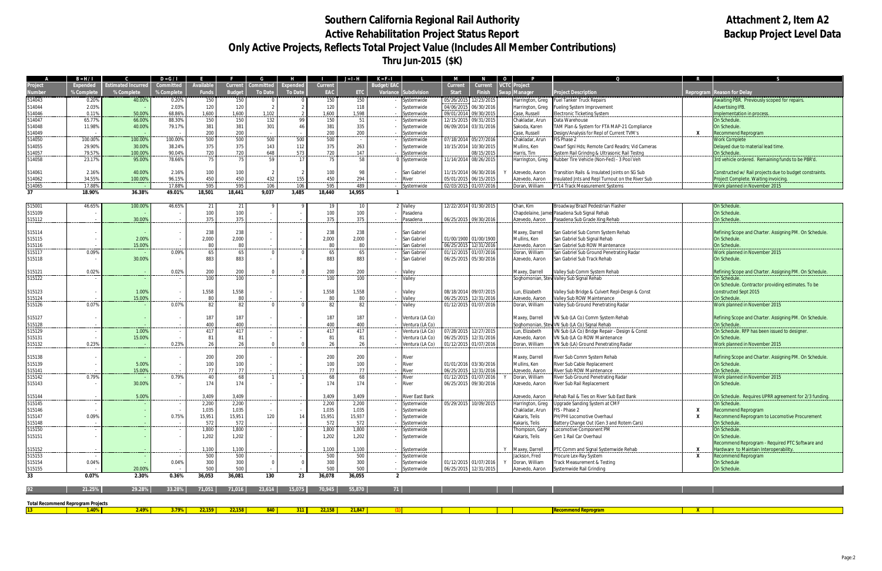# Southern California Regional Rail Authority
## Active Rehabilitation Project Status Report
## Only Active Projects, Reflects Total Project Value (Includes All Member Contributions)
## Thru Jun-2015 ($K)

**Attachment 2, Item A2**
**Backup Project Level Data**

| A | B = H / I | C | D = G / I | E | F | G | H | I | J = I - H | K = F - I | L | M | N | O | P | Q | R | S |
|---|---|---|---|---|---|---|---|---|---|---|---|---|---|---|---|---|---|---|
| Project Number | Expended % Complete | Estimated Incurred % Complete | Committed % Complete | Available Funds | Current Budget | Committed To Date | Expended To Date | Current EAC | ETC | Budget/EAC Variance | Subdivision | Current Start | Current Finish | VCTC Swap | Project Manager | Project Description | Reprogram | Reason for Delay |
| 514043 | 0.20% | 40.00% | 0.20% | 150 | 150 | 0 | 0 | 150 | 150 | - | Systemwide | 05/26/2015 | 12/23/2015 | | Harrington, Greg | Fuel Tanker Truck Repairs | | Awaiting PBR. Previously scoped for repairs. |
| 514044 | 2.03% | - | 2.03% | 120 | 120 | 2 | 2 | 120 | 118 | - | Systemwide | 04/06/2015 | 06/30/2016 | | Harrington, Greg | Fueling System Improvement | | Advertising IFB. |
| 514046 | 0.11% | 50.00% | 68.86% | 1,600 | 1,600 | 1,102 | 2 | 1,600 | 1,598 | - | Systemwide | 09/01/2014 | 09/30/2015 | | Case, Russell | Electronic Ticketing System | | Implementation in process. |
| 514047 | 65.77% | 66.00% | 88.30% | 150 | 150 | 132 | 99 | 150 | 51 | - | Systemwide | 12/15/2015 | 09/31/2015 | | Chakladar, Arun | Data Warehouse | | On Schedule. |
| 514048 | 11.98% | 40.00% | 79.17% | 381 | 381 | 301 | 46 | 381 | 335 | - | Systemwide | 06/09/2014 | 03/31/2016 | | Sakoda, Karen | TAM Plan & System for FTA MAP-21 Compliance | | On Schedule. |
| 514049 | - | - | - | 200 | 200 | - | - | 200 | 200 | - | Systemwide | | | | Case, Russell | Design/Analysis for Repl of Current TVM's | X | Recommend Reprogram |
| 514050 | 100.00% | 100.00% | 100.00% | 500 | 500 | 500 | 500 | 500 | - | - | Systemwide | 07/18/2014 | 05/27/2016 | | Chakladar, Arun | FIS Phase 2 | | Work Complete |
| 514055 | 29.90% | 30.00% | 38.24% | 375 | 375 | 143 | 112 | 375 | 263 | - | Systemwide | 10/15/2014 | 10/30/2015 | | Mullins, Ken | Dwarf Sgnl Hds; Remote Card Readrs; Vid Cameras | | Delayed due to material lead time. |
| 514057 | 79.57% | 100.00% | 90.04% | 720 | 720 | 648 | 573 | 720 | 147 | - | Systemwide | | 08/15/2015 | | Harris, Tim | System Rail Grindng & Ultrasonic Rail Testng | | On Schedule. |
| 514058 | 23.17% | 95.00% | 78.66% | 75 | 75 | 59 | 17 | 75 | 58 | 0 | Systemwide | 11/14/2014 | 08/26/2015 | | Harrington, Greg | Rubber Tire Vehicle (Non-Fed) - 3 Pool Veh | | 3rd vehicle ordered. Remaining funds to be PBR'd. |
| 514061 | 2.16% | 40.00% | 2.16% | 100 | 100 | 2 | 2 | 100 | 98 | - | San Gabriel | 11/15/2014 | 06/30/2016 | Y | Azevedo, Aaron | Transition Rails & Insulated Joints on SG Sub | | Constructed w/ Rail projects due to budget constraints. |
| 514062 | 34.55% | 100.00% | 96.15% | 450 | 450 | 432 | 155 | 450 | 294 | - | River | 05/01/2015 | 06/15/2015 | | Azevedo, Aaron | Insulated Jnts and Repl Turnout on the River Sub | | Project Complete. Waiting invoicing. |
| 514065 | 17.88% | - | 17.88% | 595 | 595 | 106 | 106 | 595 | 489 | - | Systemwide | 02/03/2015 | 01/07/2016 | | Doran, William | FY14 Track Measurement Systems | | Work planned in November 2015 |
| **37** | **18.90%** | **36.38%** | **49.01%** | **18,501** | **18,441** | **9,037** | **3,485** | **18,440** | **14,955** | **1** | | | | | | | | |
| 515001 | 46.65% | 100.00% | 46.65% | 21 | 21 | 9 | 9 | 19 | 10 | 2 | Valley | 12/22/2014 | 01/30/2015 | | Chan, Kim | Broadway/Brazil Pedestrian Flasher | | On Schedule. |
| 515109 | - | - | - | 100 | 100 | - | - | 100 | 100 | - | Pasadena | | | | Chapdelaine, James | Pasadena Sub Signal Rehab | | On Schedule. |
| 515112 | - | 30.00% | - | 375 | 375 | - | - | 375 | 375 | - | Pasadena | 06/25/2015 | 09/30/2016 | | Azevedo, Aaron | Pasadena Sub Grade Xing Rehab | | On Schedule. |
| 515114 | - | - | - | 238 | 238 | - | - | 238 | 238 | - | San Gabriel | | | | Maxey, Darrell | San Gabriel Sub Comm System Rehab | | Refining Scope and Charter. Assigning PM. On Schedule. |
| 515115 | - | 2.00% | - | 2,000 | 2,000 | - | - | 2,000 | 2,000 | - | San Gabriel | 01/00/1900 | 01/00/1900 | | Mullins, Ken | San Gabriel Sub Signal Rehab | | On Schedule. |
| 515116 | - | 15.00% | - | 80 | 80 | - | - | 80 | 80 | - | San Gabriel | 06/25/2015 | 12/31/2016 | | Azevedo, Aaron | San Gabriel Sub ROW Maintenance | | On Schedule. |
| 515117 | 0.09% | - | 0.09% | 65 | 65 | 0 | 0 | 65 | 65 | - | San Gabriel | 01/12/2015 | 01/07/2016 | | Doran, William | San Gabriel Sub Ground Penetrating Radar | | Work planned in November 2015 |
| 515118 | - | 30.00% | - | 883 | 883 | - | - | 883 | 883 | - | San Gabriel | 06/25/2015 | 05/30/2016 | | Azevedo, Aaron | San Gabriel Sub Track Rehab | | On Schedule. |
| 515121 | 0.02% | - | 0.02% | 200 | 200 | 0 | 0 | 200 | 200 | - | Valley | | | | Maxey, Darrell | Valley Sub Comm System Rehab | | Refining Scope and Charter. Assigning PM. On Schedule. |
| 515122 | - | - | - | 100 | 100 | - | - | 100 | 100 | - | Valley | | | | Soghomonian, Steve | Valley Sub Signal Rehab | | On Schedule. |
| 515123 | - | 1.00% | - | 1,558 | 1,558 | - | - | 1,558 | 1,558 | - | Valley | 08/18/2014 | 09/07/2015 | | Lun, Elizabeth | Valley Sub Bridge & Culvert Repl-Desgn & Const | | On Schedule. Contractor providing estimates. To be constructed Sept 2015 |
| 515124 | - | 15.00% | - | 80 | 80 | - | - | 80 | 80 | - | Valley | 06/25/2015 | 12/31/2016 | | Azevedo, Aaron | Valley Sub ROW Maintenance | | On Schedule. |
| 515126 | 0.07% | - | 0.07% | 82 | 82 | 0 | 0 | 82 | 82 | - | Valley | 01/12/2015 | 01/07/2016 | | Doran, William | Valley Sub Ground Penetrating Radar | | Work planned in November 2015 |
| 515127 | - | - | - | 187 | 187 | - | - | 187 | 187 | - | Ventura (LA Co) | | | | Maxey, Darrell | VN Sub (LA Co) Comm System Rehab | | Refining Scope and Charter. Assigning PM. On Schedule. |
| 515128 | - | - | - | 400 | 400 | - | - | 400 | 400 | - | Ventura (LA Co) | | | | Soghomonian, Steve | VN Sub (LA Co) Signal Rehab | | On Schedule. |
| 515129 | - | 1.00% | - | 417 | 417 | - | - | 417 | 417 | - | Ventura (LA Co) | 07/28/2015 | 12/27/2015 | | Lun, Elizabeth | VN Sub (LA Co) Bridge Repair - Design & Const | | On Schedule. RFP has been issued to designer. |
| 515131 | - | 15.00% | - | 81 | 81 | - | - | 81 | 81 | - | Ventura (LA Co) | 06/25/2015 | 12/31/2016 | | Azevedo, Aaron | VN Sub (LA Co ROW Maintenance | | On Schedule. |
| 515132 | 0.23% | - | 0.23% | 26 | 26 | 0 | 0 | 26 | 26 | - | Ventura (LA Co) | 01/12/2015 | 01/07/2016 | | Doran, William | VN Sub (LA) Ground Penetrating Radar | | Work planned in November 2015 |
| 515138 | - | - | - | 200 | 200 | - | - | 200 | 200 | - | River | | | | Maxey, Darrell | River Sub Comm System Rehab | | Refining Scope and Charter. Assigning PM. On Schedule. |
| 515139 | - | 5.00% | - | 100 | 100 | - | - | 100 | 100 | - | River | 01/01/2016 | 03/30/2016 | | Mullins, Ken | River Sub Cable Replacement | | On Schedule. |
| 515141 | - | 15.00% | - | 77 | 77 | - | - | 77 | 77 | - | River | 06/25/2015 | 12/31/2016 | | Azevedo, Aaron | River Sub ROW Maintenance | | On Schedule. |
| 515142 | 0.79% | - | 0.79% | 40 | 68 | 1 | 1 | 68 | 68 | - | River | 01/12/2015 | 01/07/2016 | Y | Doran, William | River Sub Ground Penetrating Radar | | Work planned in November 2015 |
| 515143 | - | 30.00% | - | 174 | 174 | - | - | 174 | 174 | - | River | 06/25/2015 | 09/30/2016 | | Azevedo, Aaron | River Sub Rail Replacement | | On Schedule. |
| 515144 | - | 5.00% | - | 3,409 | 3,409 | - | - | 3,409 | 3,409 | - | River East Bank | | | | Azevedo, Aaron | Rehab Rail & Ties on River Sub East Bank | | On Schedule. Requires UPRR agreement for 2/3 funding. |
| 515145 | - | - | - | 2,200 | 2,200 | - | - | 2,200 | 2,200 | - | Systemwide | 05/29/2015 | 10/09/2015 | | Harrington, Greg | Upgrade Sanding System at CMF | | On Schedule. |
| 515146 | - | - | - | 1,035 | 1,035 | - | - | 1,035 | 1,035 | - | Systemwide | | | | Chakladar, Arun | FIS - Phase 2 | X | Recommend Reprogram |
| 515147 | 0.09% | - | 0.75% | 15,951 | 15,951 | 120 | 14 | 15,951 | 15,937 | - | Systemwide | | | | Kakaris, Telis | PH/PHI Locomotive Overhaul | X | Recommend Reprogram to Locomotive Procurement |
| 515148 | - | - | - | 572 | 572 | - | - | 572 | 572 | - | Systemwide | | | | Kakaris, Telis | Battery Change Out (Gen 3 and Rotem Cars) | | On Schedule. |
| 515150 | - | - | - | 1,800 | 1,800 | - | - | 1,800 | 1,800 | - | Systemwide | | | | Thompson, Gary | Locomotive Component PM | | On Schedule. |
| 515151 | - | - | - | 1,202 | 1,202 | - | - | 1,202 | 1,202 | - | Systemwide | | | | Kakaris, Telis | Gen 1 Rail Car Overhaul | | On Schedule. |
| 515152 | - | - | - | 1,100 | 1,100 | - | - | 1,100 | 1,100 | - | Systemwide | | | Y | Maxey, Darrell | PTC Comm and Signal Systemwide Rehab | X | Recommend Reprogram - Required PTC Software and Hardware to Maintain Interoperability. |
| 515153 | - | - | - | 500 | 500 | - | - | 500 | 500 | - | Systemwide | | | | Jackson, Fred | Procure Lex-Ray System | X | Recommend Reprogram |
| 515154 | 0.04% | - | 0.04% | 300 | 300 | 0 | 0 | 300 | 300 | - | Systemwide | 01/12/2015 | 01/07/2016 | Y | Doran, William | Track Measurement & Testing | | On Schedule |
| 515155 | - | 20.00% | - | 500 | 500 | - | - | 500 | 500 | - | Systemwide | 06/25/2015 | 12/31/2015 | | Azevedo, Aaron | Systemwide Rail Grinding | | On Schedule. |
| **33** | **0.07%** | **2.30%** | **0.36%** | **36,053** | **36,081** | **130** | **23** | **36,078** | **36,055** | **2** | | | | | | | | |
| **92** | **21.25%** | **29.28%** | **33.28%** | **71,051** | **71,016** | **23,614** | **15,075** | **70,945** | **55,870** | **71** | | | | | | | | |
| **Total Recommend Reprogram Projects** | | | | | | | | | | | | | | | | | | |
| **13** | **1.40%** | **2.49%** | **3.79%** | **22,159** | **22,158** | **840** | **311** | **22,158** | **21,847** | **(1)** | | | | | | **Recommend Reprogram** | **X** | |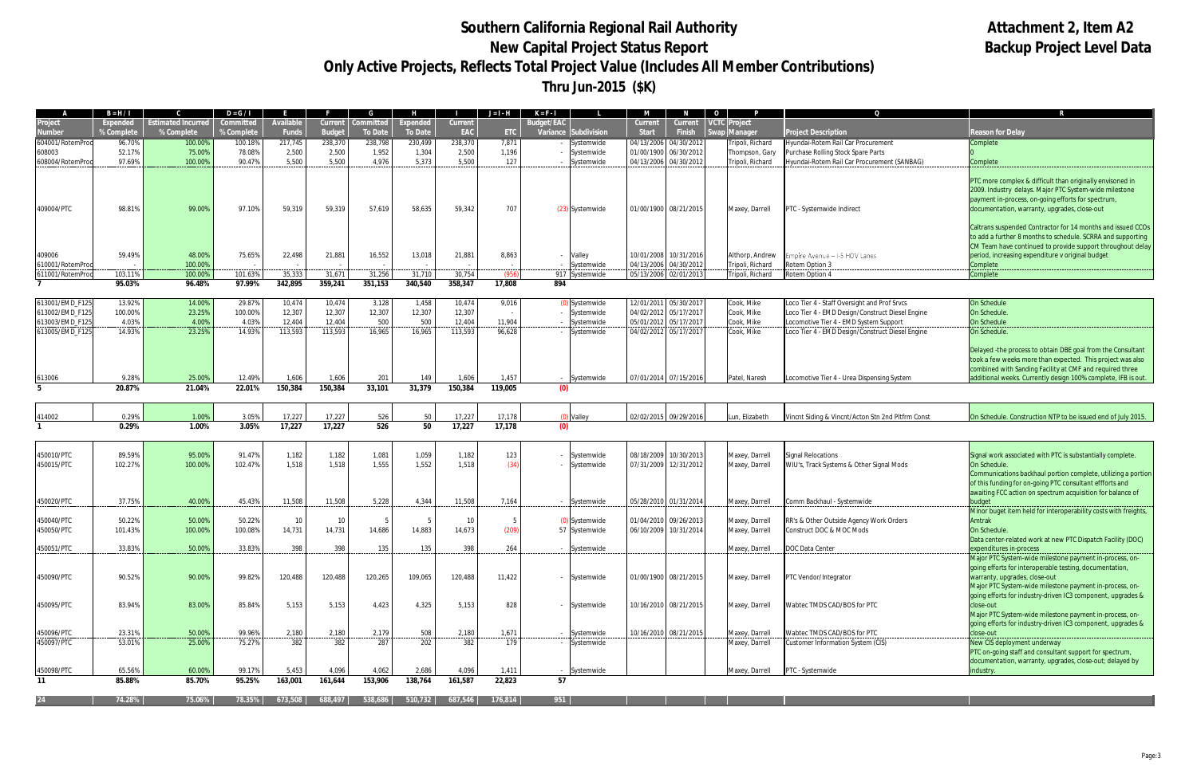# Southern California Regional Rail Authority
## New Capital Project Status Report
## Only Active Projects, Reflects Total Project Value (Includes All Member Contributions)
## Thru Jun-2015 ($K)

**Attachment 2, Item A2**
**Backup Project Level Data**

| A | B = H / I | C | D = G / I | E | F | G | H | I | J = I - H | K = F - I | L | M | N | O | P | Q | R |
|---|---|---|---|---|---|---|---|---|---|---|---|---|---|---|---|---|---|
| Project Number | Expended % Complete | Estimated Incurred % Complete | Committed % Complete | Available Funds | Current Budget | Committed To Date | Expended To Date | Current EAC | ETC | Budget/EAC Variance | Subdivision | Current Start | Current Finish | VCTC Swap | Project Manager | Project Description | Reason for Delay |
| 604001/RotemProd | 96.70% | 100.00% | 100.18% | 217,745 | 238,370 | 238,798 | 230,499 | 238,370 | 7,871 | - | Systemwide | 04/13/2006 | 04/30/2012 | | Tripoli, Richard | Hyundai-Rotem Rail Car Procurement | Complete |
| 608003 | 52.17% | 75.00% | 78.08% | 2,500 | 2,500 | 1,952 | 1,304 | 2,500 | 1,196 | - | Systemwide | 01/00/1900 | 06/30/2012 | | Thompson, Gary | Purchase Rolling Stock Spare Parts | 0 |
| 608004/RotemProd | 97.69% | 100.00% | 90.47% | 5,500 | 5,500 | 4,976 | 5,373 | 5,500 | 127 | - | Systemwide | 04/13/2006 | 04/30/2012 | | Tripoli, Richard | Hyundai-Rotem Rail Car Procurement (SANBAG) | Complete |
| 409004/PTC | 98.81% | 99.00% | 97.10% | 59,319 | 59,319 | 57,619 | 58,635 | 59,342 | 707 | (23) | Systemwide | 01/00/1900 | 08/21/2015 | | Maxey, Darrell | PTC - Systemwide Indirect | PTC more complex & difficult than originally envisoned in 2009. Industry delays. Major PTC System-wide milestone payment in-process, on-going efforts for spectrum, documentation, warranty, upgrades, close-out |
| 409006 | 59.49% | 48.00% | 75.65% | 22,498 | 21,881 | 16,552 | 13,018 | 21,881 | 8,863 | - | Valley | 10/01/2008 | 10/31/2016 | | Althorp, Andrew | Empire Avenue – I-5 HOV Lanes | Caltrans suspended Contractor for 14 months and issued CCOs to add a further 8 months to schedule. SCRRA and supporting CM Team have continued to provide support throughout delay period, increasing expenditure v original budget |
| 610001/RotemProd | - | 100.00% | - | - | - | - | - | - | - | - | Systemwide | 04/13/2006 | 04/30/2012 | | Tripoli, Richard | Rotem Option 3 | Complete |
| 611001/RotemProd | 103.11% | 100.00% | 101.63% | 35,333 | 31,671 | 31,256 | 31,710 | 30,754 | (956) | 917 | Systemwide | 05/13/2006 | 02/01/2013 | | Tripoli, Richard | Rotem Option 4 | Complete |
| **7** | **95.03%** | **96.48%** | **97.99%** | **342,895** | **359,241** | **351,153** | **340,540** | **358,347** | **17,808** | **894** | | | | | | | |
| 613001/EMD_F125 | 13.92% | 14.00% | 29.87% | 10,474 | 10,474 | 3,128 | 1,458 | 10,474 | 9,016 | (0) | Systemwide | 12/01/2011 | 05/30/2017 | | Cook, Mike | Loco Tier 4 - Staff Oversight and Prof Srvcs | On Schedule |
| 613002/EMD_F125 | 100.00% | 23.25% | 100.00% | 12,307 | 12,307 | 12,307 | 12,307 | 12,307 | - | - | Systemwide | 04/02/2012 | 05/17/2017 | | Cook, Mike | Loco Tier 4 - EMD Design/Construct Diesel Engine | On Schedule. |
| 613003/EMD_F125 | 4.03% | 4.00% | 4.03% | 12,404 | 12,404 | 500 | 500 | 12,404 | 11,904 | - | Systemwide | 05/01/2012 | 05/17/2017 | | Cook, Mike | Locomotive Tier 4 - EMD System Support | On Schedule |
| 613005/EMD_F125 | 14.93% | 23.25% | 14.93% | 113,593 | 113,593 | 16,965 | 16,965 | 113,593 | 96,628 | - | Systemwide | 04/02/2012 | 05/17/2017 | | Cook, Mike | Loco Tier 4 - EMD Design/Construct Diesel Engine | On Schedule. |
| 613006 | 9.28% | 25.00% | 12.49% | 1,606 | 1,606 | 201 | 149 | 1,606 | 1,457 | - | Systemwide | 07/01/2014 | 07/15/2016 | | Patel, Naresh | Locomotive Tier 4 - Urea Dispensing System | Delayed -the process to obtain DBE goal from the Consultant took a few weeks more than expected. This project was also combined with Sanding Facility at CMF and required three additional weeks. Currently design 100% complete, IFB is out. |
| **5** | **20.87%** | **21.04%** | **22.01%** | **150,384** | **150,384** | **33,101** | **31,379** | **150,384** | **119,005** | **(0)** | | | | | | | |
| 414002 | 0.29% | 1.00% | 3.05% | 17,227 | 17,227 | 526 | 50 | 17,227 | 17,178 | (0) | Valley | 02/02/2015 | 09/29/2016 | | Lun, Elizabeth | Vincnt Siding & Vincnt/Acton Stn 2nd Pltfrm Const | On Schedule. Construction NTP to be issued end of July 2015. |
| **1** | **0.29%** | **1.00%** | **3.05%** | **17,227** | **17,227** | **526** | **50** | **17,227** | **17,178** | **(0)** | | | | | | | |
| 450010/PTC | 89.59% | 95.00% | 91.47% | 1,182 | 1,182 | 1,081 | 1,059 | 1,182 | 123 | - | Systemwide | 08/18/2009 | 10/30/2013 | | Maxey, Darrell | Signal Relocations | Signal work associated with PTC is substantially complete. |
| 450015/PTC | 102.27% | 100.00% | 102.47% | 1,518 | 1,518 | 1,555 | 1,552 | 1,518 | (34) | - | Systemwide | 07/31/2009 | 12/31/2012 | | Maxey, Darrell | WIU's, Track Systems & Other Signal Mods | On Schedule. |
| 450020/PTC | 37.75% | 40.00% | 45.43% | 11,508 | 11,508 | 5,228 | 4,344 | 11,508 | 7,164 | - | Systemwide | 05/28/2010 | 01/31/2014 | | Maxey, Darrell | Comm Backhaul - Systemwide | Communications backhaul portion complete, utilizing a portion of this funding for on-going PTC consultant effforts and awaiting FCC action on spectrum acquisition for balance of budget |
| 450040/PTC | 50.22% | 50.00% | 50.22% | 10 | 10 | 5 | 5 | 10 | 5 | (0) | Systemwide | 01/04/2010 | 09/26/2013 | | Maxey, Darrell | RR's & Other Outside Agency Work Orders | Minor budget item held for interoperability costs with freights, Amtrak |
| 450050/PTC | 101.43% | 100.00% | 100.08% | 14,731 | 14,731 | 14,686 | 14,883 | 14,673 | (209) | 57 | Systemwide | 06/10/2009 | 10/31/2014 | | Maxey, Darrell | Construct DOC & MOC Mods | On Schedule. |
| 450051/PTC | 33.83% | 50.00% | 33.83% | 398 | 398 | 135 | 135 | 398 | 264 | - | Systemwide | | | | Maxey, Darrell | DOC Data Center | Data center-related work at new PTC Dispatch Facility (DOC) expenditures in-process |
| 450090/PTC | 90.52% | 90.00% | 99.82% | 120,488 | 120,488 | 120,265 | 109,065 | 120,488 | 11,422 | - | Systemwide | 01/00/1900 | 08/21/2015 | | Maxey, Darrell | PTC Vendor/Integrator | Major PTC System-wide milestone payment in-process, on-going efforts for interoperable testing, documentation, warranty, upgades, close-out |
| 450095/PTC | 83.94% | 83.00% | 85.84% | 5,153 | 5,153 | 4,423 | 4,325 | 5,153 | 828 | - | Systemwide | 10/16/2010 | 08/21/2015 | | Maxey, Darrell | Wabtec TMDS CAD/BOS for PTC | Major PTC System-wide milestone payment in-process, on-going efforts for industry-driven IC3 component, upgrades & close-out |
| 450096/PTC | 23.31% | 50.00% | 99.96% | 2,180 | 2,180 | 2,179 | 508 | 2,180 | 1,671 | - | Systemwide | 10/16/2010 | 08/21/2015 | | Maxey, Darrell | Wabtec TMDS CAD/BOS for PTC | Major PTC System-wide milestone payment in-process, on-going efforts for industry-driven IC3 component, upgrades & close-out |
| 450097/PTC | 53.01% | 25.00% | 75.27% | 382 | 382 | 287 | 202 | 382 | 179 | - | Systemwide | | | | Maxey, Darrell | Customer Information System (CIS) | New CIS deployment underway |
| 450098/PTC | 65.56% | 60.00% | 99.17% | 5,453 | 4,096 | 4,062 | 2,686 | 4,096 | 1,411 | - | Systemwide | | | | Maxey, Darrell | PTC - Systemwide | PTC on-going staff and consultant support for spectrum, documentation, warranty, upgrades, close-out; delayed by industry. |
| **11** | **85.88%** | **85.70%** | **95.25%** | **163,001** | **161,644** | **153,906** | **138,764** | **161,587** | **22,823** | **57** | | | | | | | |
| **24** | **74.28%** | **75.06%** | **78.35%** | **673,508** | **688,497** | **538,686** | **510,732** | **687,546** | **176,814** | **951** | | | | | | | |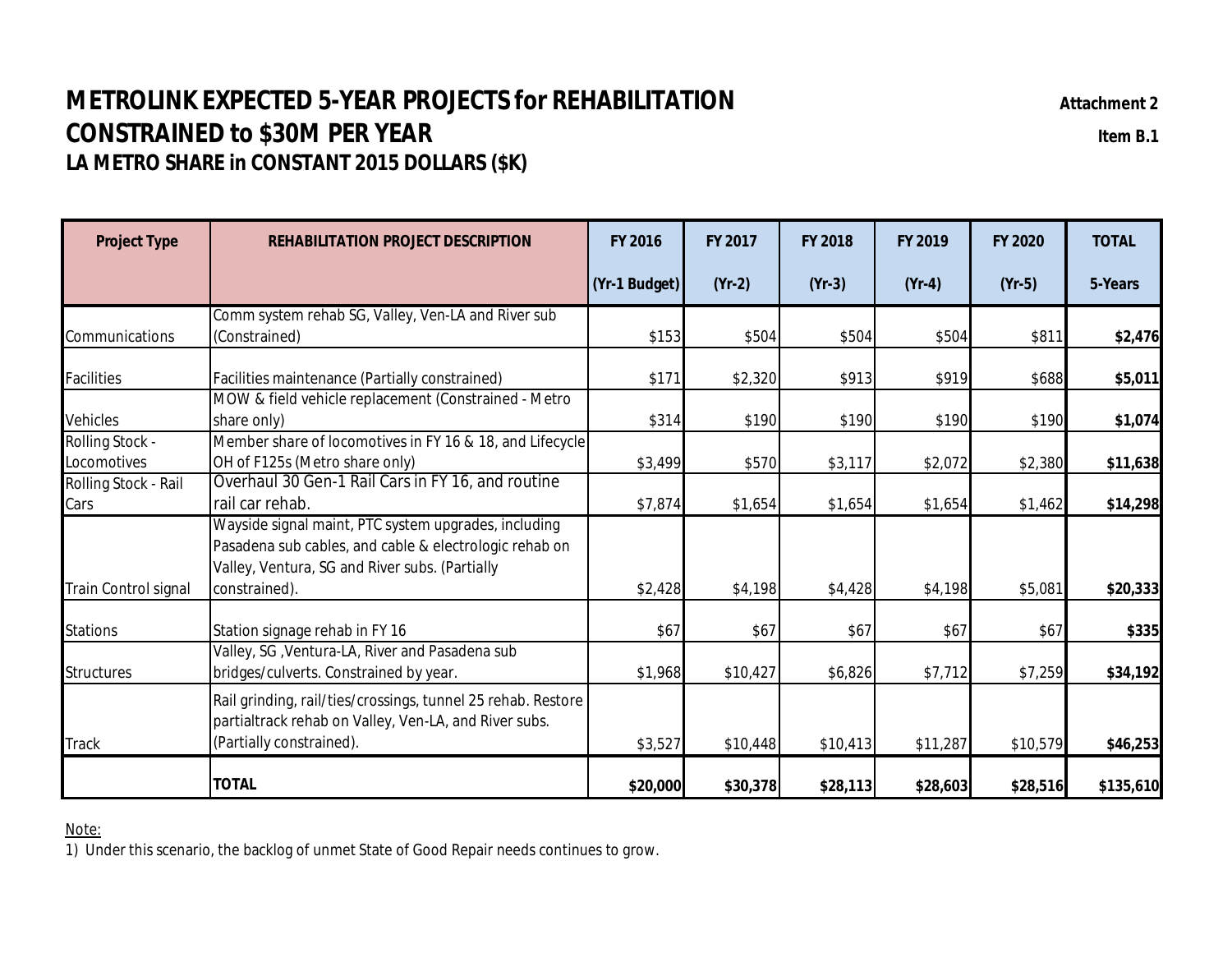# METROLINK EXPECTED 5-YEAR PROJECTS for REHABILITATION

## CONSTRAINED to $30M PER YEAR

### LA METRO SHARE in CONSTANT 2015 DOLLARS ($K)

Attachment 2

Item B.1

| Project Type | REHABILITATION PROJECT DESCRIPTION | FY 2016 (Yr-1 Budget) | FY 2017 (Yr-2) | FY 2018 (Yr-3) | FY 2019 (Yr-4) | FY 2020 (Yr-5) | TOTAL 5-Years |
|---|---|---|---|---|---|---|---|
| Communications | Comm system rehab SG, Valley, Ven-LA and River sub (Constrained) | $153 | $504 | $504 | $504 | $811 | **$2,476** |
| Facilities | Facilities maintenance (Partially constrained) | $171 | $2,320 | $913 | $919 | $688 | **$5,011** |
| Vehicles | MOW & field vehicle replacement (Constrained - Metro share only) | $314 | $190 | $190 | $190 | $190 | **$1,074** |
| Rolling Stock - Locomotives | Member share of locomotives in FY 16 & 18, and Lifecycle OH of F125s (Metro share only) | $3,499 | $570 | $3,117 | $2,072 | $2,380 | **$11,638** |
| Rolling Stock - Rail Cars | Overhaul 30 Gen-1 Rail Cars in FY 16, and routine rail car rehab. | $7,874 | $1,654 | $1,654 | $1,654 | $1,462 | **$14,298** |
| Train Control signal | Wayside signal maint, PTC system upgrades, including Pasadena sub cables, and cable & electrologic rehab on Valley, Ventura, SG and River subs. (Partially constrained). | $2,428 | $4,198 | $4,428 | $4,198 | $5,081 | **$20,333** |
| Stations | Station signage rehab in FY 16 | $67 | $67 | $67 | $67 | $67 | **$335** |
| Structures | Valley, SG ,Ventura-LA, River and Pasadena sub bridges/culverts. Constrained by year. | $1,968 | $10,427 | $6,826 | $7,712 | $7,259 | **$34,192** |
| Track | Rail grinding, rail/ties/crossings, tunnel 25 rehab. Restore partialtrack rehab on Valley, Ven-LA, and River subs. (Partially constrained). | $3,527 | $10,448 | $10,413 | $11,287 | $10,579 | **$46,253** |
| | **TOTAL** | **$20,000** | **$30,378** | **$28,113** | **$28,603** | **$28,516** | **$135,610** |

Note:

1) Under this scenario, the backlog of unmet State of Good Repair needs continues to grow.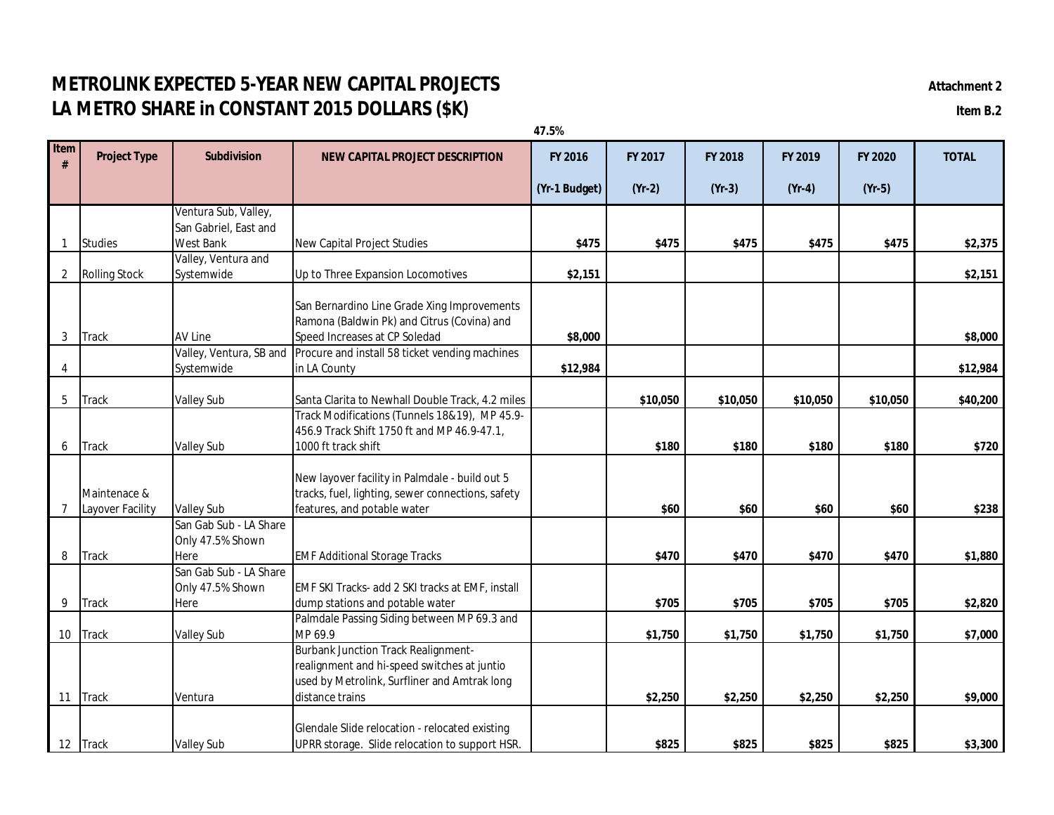# METROLINK EXPECTED 5-YEAR NEW CAPITAL PROJECTS

## LA METRO SHARE in CONSTANT 2015 DOLLARS ($K)

**Attachment 2**

**Item B.2**

47.5%

| Item # | Project Type | Subdivision | NEW CAPITAL PROJECT DESCRIPTION | FY 2016 (Yr-1 Budget) | FY 2017 (Yr-2) | FY 2018 (Yr-3) | FY 2019 (Yr-4) | FY 2020 (Yr-5) | TOTAL |
|---|---|---|---|---|---|---|---|---|---|
| 1 | Studies | Ventura Sub, Valley, San Gabriel, East and West Bank | New Capital Project Studies | $475 | $475 | $475 | $475 | $475 | $2,375 |
| 2 | Rolling Stock | Valley, Ventura and Systemwide | Up to Three Expansion Locomotives | $2,151 | | | | | $2,151 |
| 3 | Track | AV Line | San Bernardino Line Grade Xing Improvements Ramona (Baldwin Pk) and Citrus (Covina) and Speed Increases at CP Soledad | $8,000 | | | | | $8,000 |
| 4 | | Valley, Ventura, SB and Systemwide | Procure and install 58 ticket vending machines in LA County | $12,984 | | | | | $12,984 |
| 5 | Track | Valley Sub | Santa Clarita to Newhall Double Track, 4.2 miles | | $10,050 | $10,050 | $10,050 | $10,050 | $40,200 |
| 6 | Track | Valley Sub | Track Modifications (Tunnels 18&19), MP 45.9-456.9 Track Shift 1750 ft and MP 46.9-47.1, 1000 ft track shift | | $180 | $180 | $180 | $180 | $720 |
| 7 | Maintenace & Layover Facility | Valley Sub | New layover facility in Palmdale - build out 5 tracks, fuel, lighting, sewer connections, safety features, and potable water | | $60 | $60 | $60 | $60 | $238 |
| 8 | Track | San Gab Sub - LA Share Only 47.5% Shown Here | EMF Additional Storage Tracks | | $470 | $470 | $470 | $470 | $1,880 |
| 9 | Track | San Gab Sub - LA Share Only 47.5% Shown Here | EMF SKI Tracks- add 2 SKI tracks at EMF, install dump stations and potable water | | $705 | $705 | $705 | $705 | $2,820 |
| 10 | Track | Valley Sub | Palmdale Passing Siding between MP 69.3 and MP 69.9 | | $1,750 | $1,750 | $1,750 | $1,750 | $7,000 |
| 11 | Track | Ventura | Burbank Junction Track Realignment- realignment and hi-speed switches at juntio used by Metrolink, Surfliner and Amtrak long distance trains | | $2,250 | $2,250 | $2,250 | $2,250 | $9,000 |
| 12 | Track | Valley Sub | Glendale Slide relocation - relocated existing UPRR storage. Slide relocation to support HSR. | | $825 | $825 | $825 | $825 | $3,300 |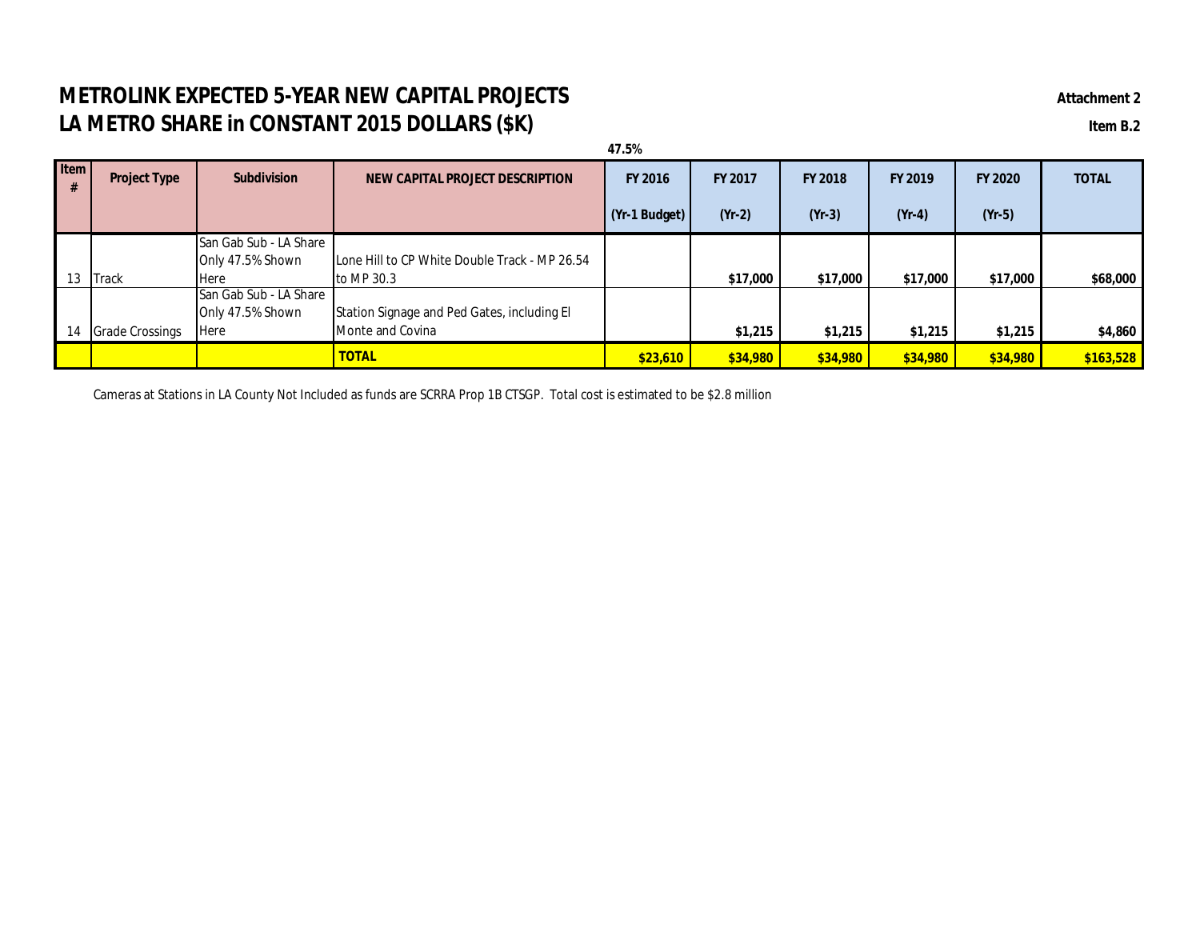# METROLINK EXPECTED 5-YEAR NEW CAPITAL PROJECTS

## LA METRO SHARE in CONSTANT 2015 DOLLARS ($K)

**Attachment 2**

**Item B.2**

**47.5%**

| Item # | Project Type | Subdivision | NEW CAPITAL PROJECT DESCRIPTION | FY 2016 (Yr-1 Budget) | FY 2017 (Yr-2) | FY 2018 (Yr-3) | FY 2019 (Yr-4) | FY 2020 (Yr-5) | TOTAL |
|---|---|---|---|---|---|---|---|---|---|
| 13 | Track | San Gab Sub - LA Share Only 47.5% Shown Here | Lone Hill to CP White Double Track - MP 26.54 to MP 30.3 | | $17,000 | $17,000 | $17,000 | $17,000 | $68,000 |
| 14 | Grade Crossings | San Gab Sub - LA Share Only 47.5% Shown Here | Station Signage and Ped Gates, including El Monte and Covina | | $1,215 | $1,215 | $1,215 | $1,215 | $4,860 |
| | | | **TOTAL** | **$23,610** | **$34,980** | **$34,980** | **$34,980** | **$34,980** | **$163,528** |

Cameras at Stations in LA County Not Included as funds are SCRRA Prop 1B CTSGP. Total cost is estimated to be $2.8 million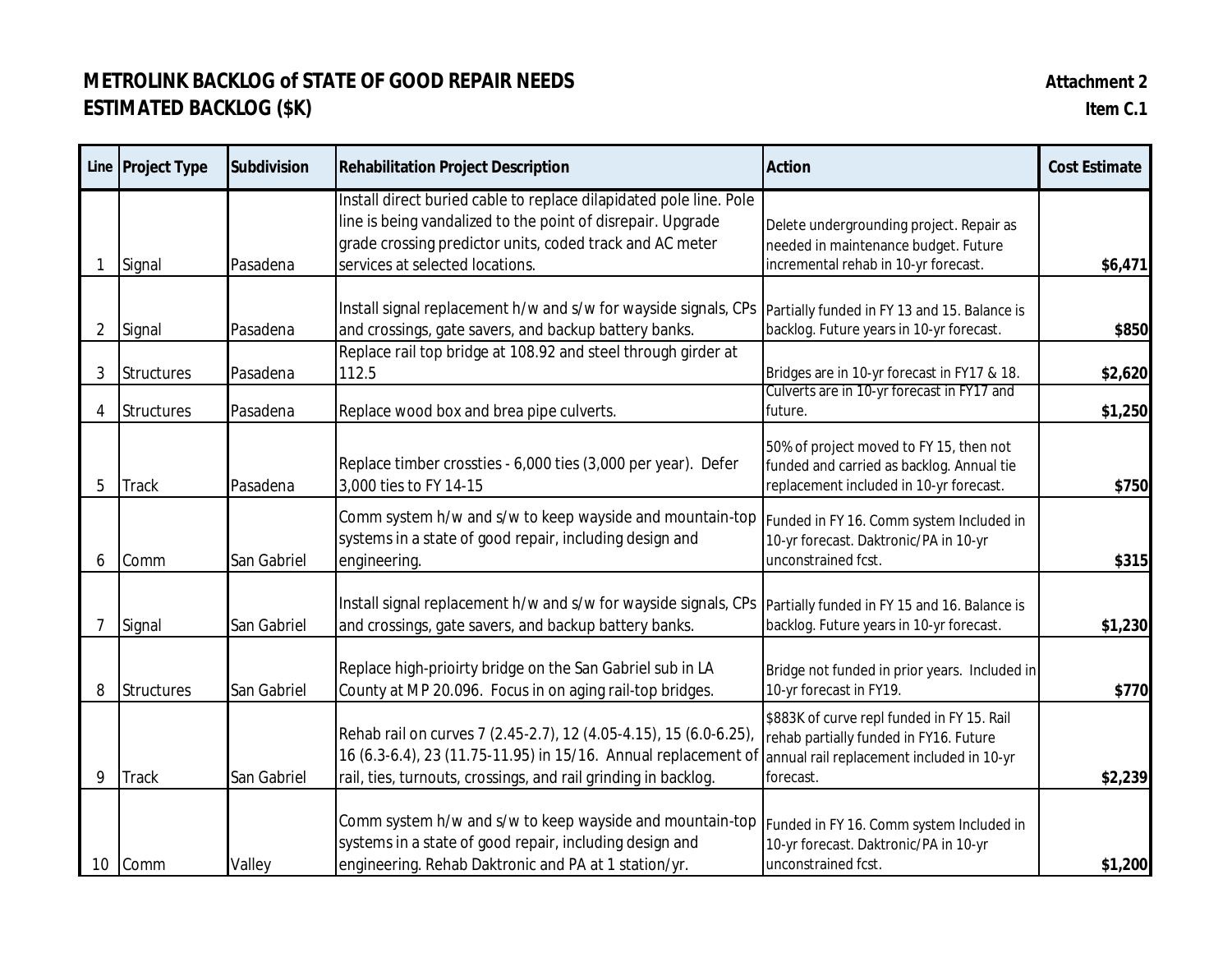**METROLINK BACKLOG of STATE OF GOOD REPAIR NEEDS**
**ESTIMATED BACKLOG ($K)**

**Attachment 2**
**Item C.1**

| Line | Project Type | Subdivision | Rehabilitation Project Description | Action | Cost Estimate |
|---|---|---|---|---|---|
| 1 | Signal | Pasadena | Install direct buried cable to replace dilapidated pole line. Pole line is being vandalized to the point of disrepair. Upgrade grade crossing predictor units, coded track and AC meter services at selected locations. | Delete undergrounding project. Repair as needed in maintenance budget. Future incremental rehab in 10-yr forecast. | **$6,471** |
| 2 | Signal | Pasadena | Install signal replacement h/w and s/w for wayside signals, CPs and crossings, gate savers, and backup battery banks. | Partially funded in FY 13 and 15. Balance is backlog. Future years in 10-yr forecast. | **$850** |
| 3 | Structures | Pasadena | Replace rail top bridge at 108.92 and steel through girder at 112.5 | Bridges are in 10-yr forecast in FY17 & 18. | **$2,620** |
| 4 | Structures | Pasadena | Replace wood box and brea pipe culverts. | Culverts are in 10-yr forecast in FY17 and future. | **$1,250** |
| 5 | Track | Pasadena | Replace timber crossties - 6,000 ties (3,000 per year). Defer 3,000 ties to FY 14-15 | 50% of project moved to FY 15, then not funded and carried as backlog. Annual tie replacement included in 10-yr forecast. | **$750** |
| 6 | Comm | San Gabriel | Comm system h/w and s/w to keep wayside and mountain-top systems in a state of good repair, including design and engineering. | Funded in FY 16. Comm system Included in 10-yr forecast. Daktronic/PA in 10-yr unconstrained fcst. | **$315** |
| 7 | Signal | San Gabriel | Install signal replacement h/w and s/w for wayside signals, CPs and crossings, gate savers, and backup battery banks. | Partially funded in FY 15 and 16. Balance is backlog. Future years in 10-yr forecast. | **$1,230** |
| 8 | Structures | San Gabriel | Replace high-prioirty bridge on the San Gabriel sub in LA County at MP 20.096. Focus in on aging rail-top bridges. | Bridge not funded in prior years. Included in 10-yr forecast in FY19. | **$770** |
| 9 | Track | San Gabriel | Rehab rail on curves 7 (2.45-2.7), 12 (4.05-4.15), 15 (6.0-6.25), 16 (6.3-6.4), 23 (11.75-11.95) in 15/16. Annual replacement of rail, ties, turnouts, crossings, and rail grinding in backlog. | $883K of curve repl funded in FY 15. Rail rehab partially funded in FY16. Future annual rail replacement included in 10-yr forecast. | **$2,239** |
| 10 | Comm | Valley | Comm system h/w and s/w to keep wayside and mountain-top systems in a state of good repair, including design and engineering. Rehab Daktronic and PA at 1 station/yr. | Funded in FY 16. Comm system Included in 10-yr forecast. Daktronic/PA in 10-yr unconstrained fcst. | **$1,200** |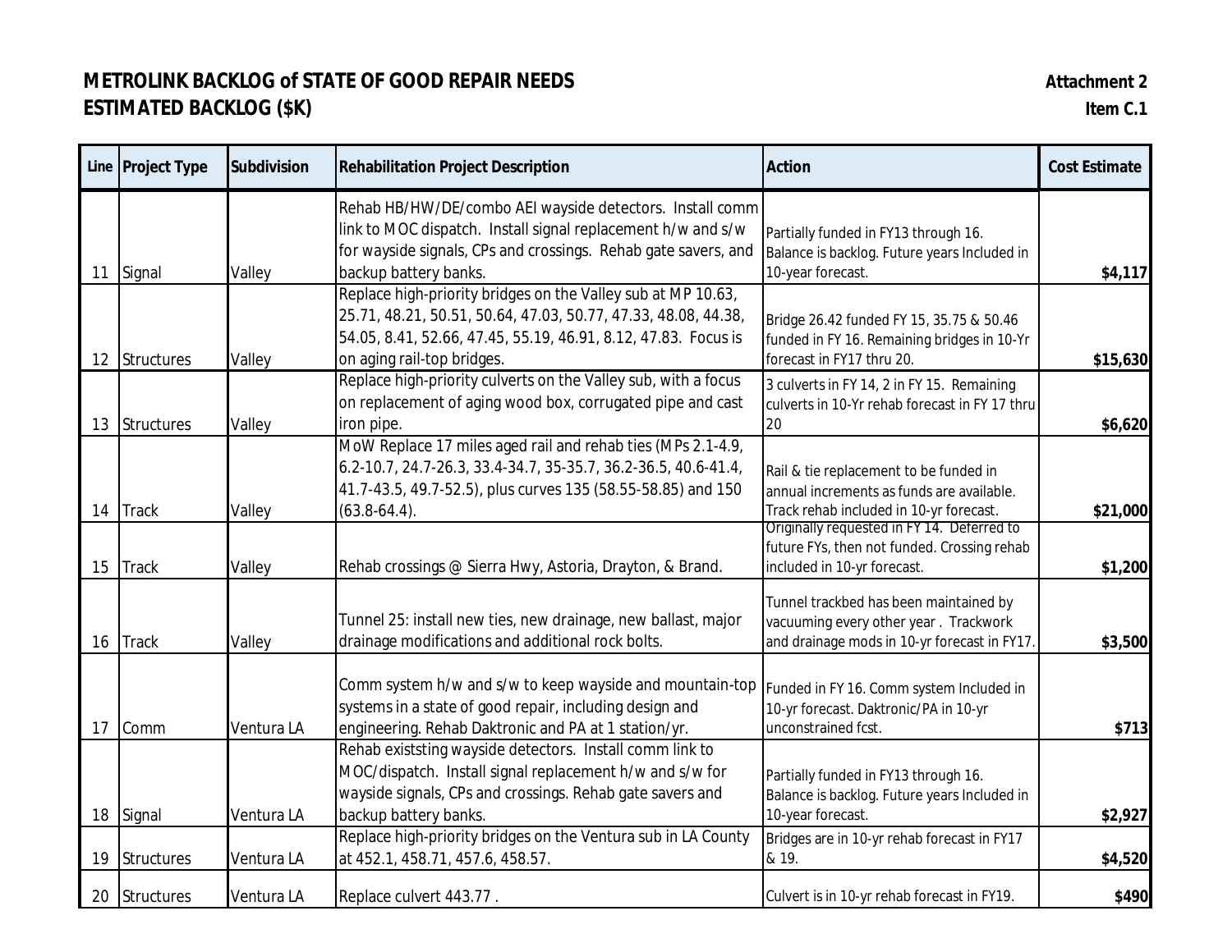**METROLINK BACKLOG of STATE OF GOOD REPAIR NEEDS** **Attachment 2**

**ESTIMATED BACKLOG ($K)** **Item C.1**

| Line | Project Type | Subdivision | Rehabilitation Project Description | Action | Cost Estimate |
|---|---|---|---|---|---|
| 11 | Signal | Valley | Rehab HB/HW/DE/combo AEI wayside detectors. Install comm link to MOC dispatch. Install signal replacement h/w and s/w for wayside signals, CPs and crossings. Rehab gate savers, and backup battery banks. | Partially funded in FY13 through 16. Balance is backlog. Future years Included in 10-year forecast. | **$4,117** |
| 12 | Structures | Valley | Replace high-priority bridges on the Valley sub at MP 10.63, 25.71, 48.21, 50.51, 50.64, 47.03, 50.77, 47.33, 48.08, 44.38, 54.05, 8.41, 52.66, 47.45, 55.19, 46.91, 8.12, 47.83. Focus is on aging rail-top bridges. | Bridge 26.42 funded FY 15, 35.75 & 50.46 funded in FY 16. Remaining bridges in 10-Yr forecast in FY17 thru 20. | **$15,630** |
| 13 | Structures | Valley | Replace high-priority culverts on the Valley sub, with a focus on replacement of aging wood box, corrugated pipe and cast iron pipe. | 3 culverts in FY 14, 2 in FY 15. Remaining culverts in 10-Yr rehab forecast in FY 17 thru 20 | **$6,620** |
| 14 | Track | Valley | MoW Replace 17 miles aged rail and rehab ties (MPs 2.1-4.9, 6.2-10.7, 24.7-26.3, 33.4-34.7, 35-35.7, 36.2-36.5, 40.6-41.4, 41.7-43.5, 49.7-52.5), plus curves 135 (58.55-58.85) and 150 (63.8-64.4). | Rail & tie replacement to be funded in annual increments as funds are available. Track rehab included in 10-yr forecast. | **$21,000** |
| 15 | Track | Valley | Rehab crossings @ Sierra Hwy, Astoria, Drayton, & Brand. | Originally requested in FY 14. Deferred to future FYs, then not funded. Crossing rehab included in 10-yr forecast. | **$1,200** |
| 16 | Track | Valley | Tunnel 25: install new ties, new drainage, new ballast, major drainage modifications and additional rock bolts. | Tunnel trackbed has been maintained by vacuuming every other year . Trackwork and drainage mods in 10-yr forecast in FY17. | **$3,500** |
| 17 | Comm | Ventura LA | Comm system h/w and s/w to keep wayside and mountain-top systems in a state of good repair, including design and engineering. Rehab Daktronic and PA at 1 station/yr. | Funded in FY 16. Comm system Included in 10-yr forecast. Daktronic/PA in 10-yr unconstrained fcst. | **$713** |
| 18 | Signal | Ventura LA | Rehab existsting wayside detectors. Install comm link to MOC/dispatch. Install signal replacement h/w and s/w for wayside signals, CPs and crossings. Rehab gate savers and backup battery banks. | Partially funded in FY13 through 16. Balance is backlog. Future years Included in 10-year forecast. | **$2,927** |
| 19 | Structures | Ventura LA | Replace high-priority bridges on the Ventura sub in LA County at 452.1, 458.71, 457.6, 458.57. | Bridges are in 10-yr rehab forecast in FY17 & 19. | **$4,520** |
| 20 | Structures | Ventura LA | Replace culvert 443.77 . | Culvert is in 10-yr rehab forecast in FY19. | **$490** |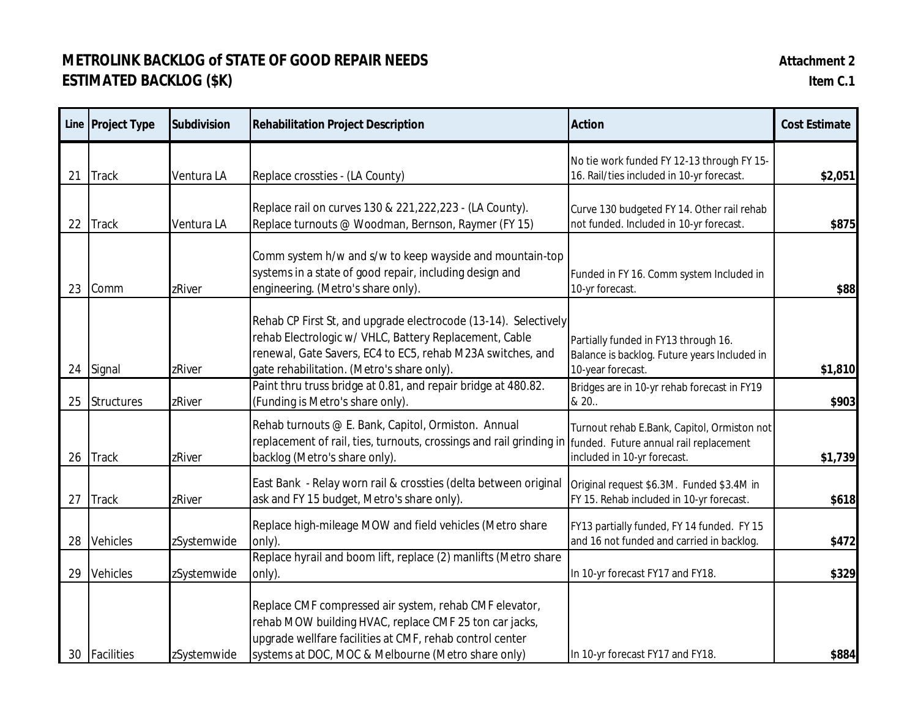**METROLINK BACKLOG of STATE OF GOOD REPAIR NEEDS**
**ESTIMATED BACKLOG ($K)**

**Attachment 2**
**Item C.1**

| Line | Project Type | Subdivision | Rehabilitation Project Description | Action | Cost Estimate |
|---|---|---|---|---|---|
| 21 | Track | Ventura LA | Replace crossties - (LA County) | No tie work funded FY 12-13 through FY 15-16. Rail/ties included in 10-yr forecast. | **$2,051** |
| 22 | Track | Ventura LA | Replace rail on curves 130 & 221,222,223 - (LA County). Replace turnouts @ Woodman, Bernson, Raymer (FY 15) | Curve 130 budgeted FY 14. Other rail rehab not funded. Included in 10-yr forecast. | **$875** |
| 23 | Comm | zRiver | Comm system h/w and s/w to keep wayside and mountain-top systems in a state of good repair, including design and engineering. (Metro's share only). | Funded in FY 16. Comm system Included in 10-yr forecast. | **$88** |
| 24 | Signal | zRiver | Rehab CP First St, and upgrade electrocode (13-14). Selectively rehab Electrologic w/ VHLC, Battery Replacement, Cable renewal, Gate Savers, EC4 to EC5, rehab M23A switches, and gate rehabilitation. (Metro's share only). | Partially funded in FY13 through 16. Balance is backlog. Future years Included in 10-year forecast. | **$1,810** |
| 25 | Structures | zRiver | Paint thru truss bridge at 0.81, and repair bridge at 480.82. (Funding is Metro's share only). | Bridges are in 10-yr rehab forecast in FY19 & 20.. | **$903** |
| 26 | Track | zRiver | Rehab turnouts @ E. Bank, Capitol, Ormiston. Annual replacement of rail, ties, turnouts, crossings and rail grinding in backlog (Metro's share only). | Turnout rehab E.Bank, Capitol, Ormiston not funded. Future annual rail replacement included in 10-yr forecast. | **$1,739** |
| 27 | Track | zRiver | East Bank - Relay worn rail & crossties (delta between original ask and FY 15 budget, Metro's share only). | Original request $6.3M. Funded $3.4M in FY 15. Rehab included in 10-yr forecast. | **$618** |
| 28 | Vehicles | zSystemwide | Replace high-mileage MOW and field vehicles (Metro share only). | FY13 partially funded, FY 14 funded. FY 15 and 16 not funded and carried in backlog. | **$472** |
| 29 | Vehicles | zSystemwide | Replace hyrail and boom lift, replace (2) manlifts (Metro share only). | In 10-yr forecast FY17 and FY18. | **$329** |
| 30 | Facilities | zSystemwide | Replace CMF compressed air system, rehab CMF elevator, rehab MOW building HVAC, replace CMF 25 ton car jacks, upgrade wellfare facilities at CMF, rehab control center systems at DOC, MOC & Melbourne (Metro share only) | In 10-yr forecast FY17 and FY18. | **$884** |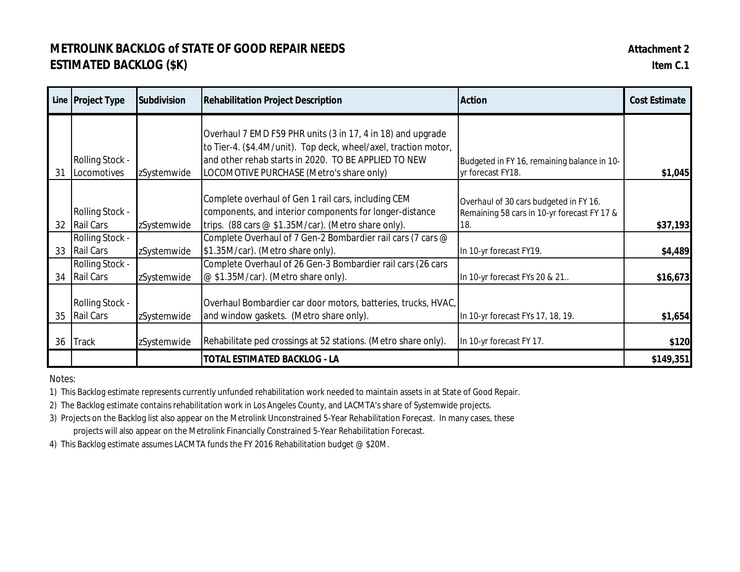# METROLINK BACKLOG of STATE OF GOOD REPAIR NEEDS
## ESTIMATED BACKLOG ($K)

**Attachment 2**
**Item C.1**

| Line | Project Type | Subdivision | Rehabilitation Project Description | Action | Cost Estimate |
|---|---|---|---|---|---|
| 31 | Rolling Stock - Locomotives | zSystemwide | Overhaul 7 EMD F59 PHR units (3 in 17, 4 in 18) and upgrade to Tier-4. ($4.4M/unit). Top deck, wheel/axel, traction motor, and other rehab starts in 2020. TO BE APPLIED TO NEW LOCOMOTIVE PURCHASE (Metro's share only) | Budgeted in FY 16, remaining balance in 10-yr forecast FY18. | **$1,045** |
| 32 | Rolling Stock - Rail Cars | zSystemwide | Complete overhaul of Gen 1 rail cars, including CEM components, and interior components for longer-distance trips. (88 cars @ $1.35M/car). (Metro share only). | Overhaul of 30 cars budgeted in FY 16. Remaining 58 cars in 10-yr forecast FY 17 & 18. | **$37,193** |
| 33 | Rolling Stock - Rail Cars | zSystemwide | Complete Overhaul of 7 Gen-2 Bombardier rail cars (7 cars @ $1.35M/car). (Metro share only). | In 10-yr forecast FY19. | **$4,489** |
| 34 | Rolling Stock - Rail Cars | zSystemwide | Complete Overhaul of 26 Gen-3 Bombardier rail cars (26 cars @ $1.35M/car). (Metro share only). | In 10-yr forecast FYs 20 & 21.. | **$16,673** |
| 35 | Rolling Stock - Rail Cars | zSystemwide | Overhaul Bombardier car door motors, batteries, trucks, HVAC, and window gaskets. (Metro share only). | In 10-yr forecast FYs 17, 18, 19. | **$1,654** |
| 36 | Track | zSystemwide | Rehabilitate ped crossings at 52 stations. (Metro share only). | In 10-yr forecast FY 17. | **$120** |
| | | | **TOTAL ESTIMATED BACKLOG - LA** | | **$149,351** |

Notes:

1) This Backlog estimate represents currently unfunded rehabilitation work needed to maintain assets in at State of Good Repair.
2) The Backlog estimate contains rehabilitation work in Los Angeles County, and LACMTA's share of Systemwide projects.
3) Projects on the Backlog list also appear on the Metrolink Unconstrained 5-Year Rehabilitation Forecast. In many cases, these projects will also appear on the Metrolink Financially Constrained 5-Year Rehabilitation Forecast.
4) This Backlog estimate assumes LACMTA funds the FY 2016 Rehabilitation budget @ $20M.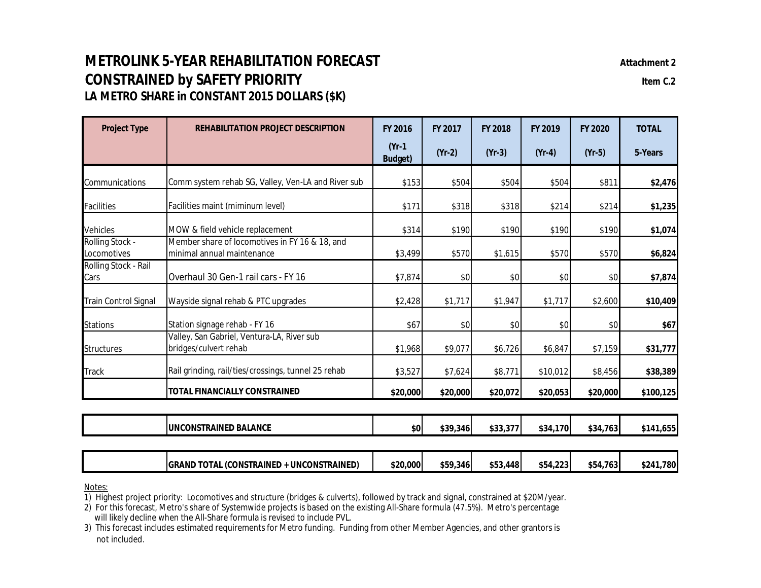# METROLINK 5-YEAR REHABILITATION FORECAST

**Attachment 2**

## CONSTRAINED by SAFETY PRIORITY

**Item C.2**

### LA METRO SHARE in CONSTANT 2015 DOLLARS ($K)

| Project Type | REHABILITATION PROJECT DESCRIPTION | FY 2016 (Yr-1 Budget) | FY 2017 (Yr-2) | FY 2018 (Yr-3) | FY 2019 (Yr-4) | FY 2020 (Yr-5) | TOTAL 5-Years |
|---|---|---|---|---|---|---|---|
| Communications | Comm system rehab SG, Valley, Ven-LA and River sub | $153 | $504 | $504 | $504 | $811 | **$2,476** |
| Facilities | Facilities maint (miminum level) | $171 | $318 | $318 | $214 | $214 | **$1,235** |
| Vehicles | MOW & field vehicle replacement | $314 | $190 | $190 | $190 | $190 | **$1,074** |
| Rolling Stock - Locomotives | Member share of locomotives in FY 16 & 18, and minimal annual maintenance | $3,499 | $570 | $1,615 | $570 | $570 | **$6,824** |
| Rolling Stock - Rail Cars | Overhaul 30 Gen-1 rail cars - FY 16 | $7,874 | $0 | $0 | $0 | $0 | **$7,874** |
| Train Control Signal | Wayside signal rehab & PTC upgrades | $2,428 | $1,717 | $1,947 | $1,717 | $2,600 | **$10,409** |
| Stations | Station signage rehab - FY 16 | $67 | $0 | $0 | $0 | $0 | **$67** |
| Structures | Valley, San Gabriel, Ventura-LA, River sub bridges/culvert rehab | $1,968 | $9,077 | $6,726 | $6,847 | $7,159 | **$31,777** |
| Track | Rail grinding, rail/ties/crossings, tunnel 25 rehab | $3,527 | $7,624 | $8,771 | $10,012 | $8,456 | **$38,389** |
| | **TOTAL FINANCIALLY CONSTRAINED** | **$20,000** | **$20,000** | **$20,072** | **$20,053** | **$20,000** | **$100,125** |
| | **UNCONSTRAINED BALANCE** | **$0** | **$39,346** | **$33,377** | **$34,170** | **$34,763** | **$141,655** |
| | **GRAND TOTAL (CONSTRAINED + UNCONSTRAINED)** | **$20,000** | **$59,346** | **$53,448** | **$54,223** | **$54,763** | **$241,780** |

Notes:

1) Highest project priority: Locomotives and structure (bridges & culverts), followed by track and signal, constrained at $20M/year.
2) For this forecast, Metro's share of Systemwide projects is based on the existing All-Share formula (47.5%). Metro's percentage will likely decline when the All-Share formula is revised to include PVL.
3) This forecast includes estimated requirements for Metro funding. Funding from other Member Agencies, and other grantors is not included.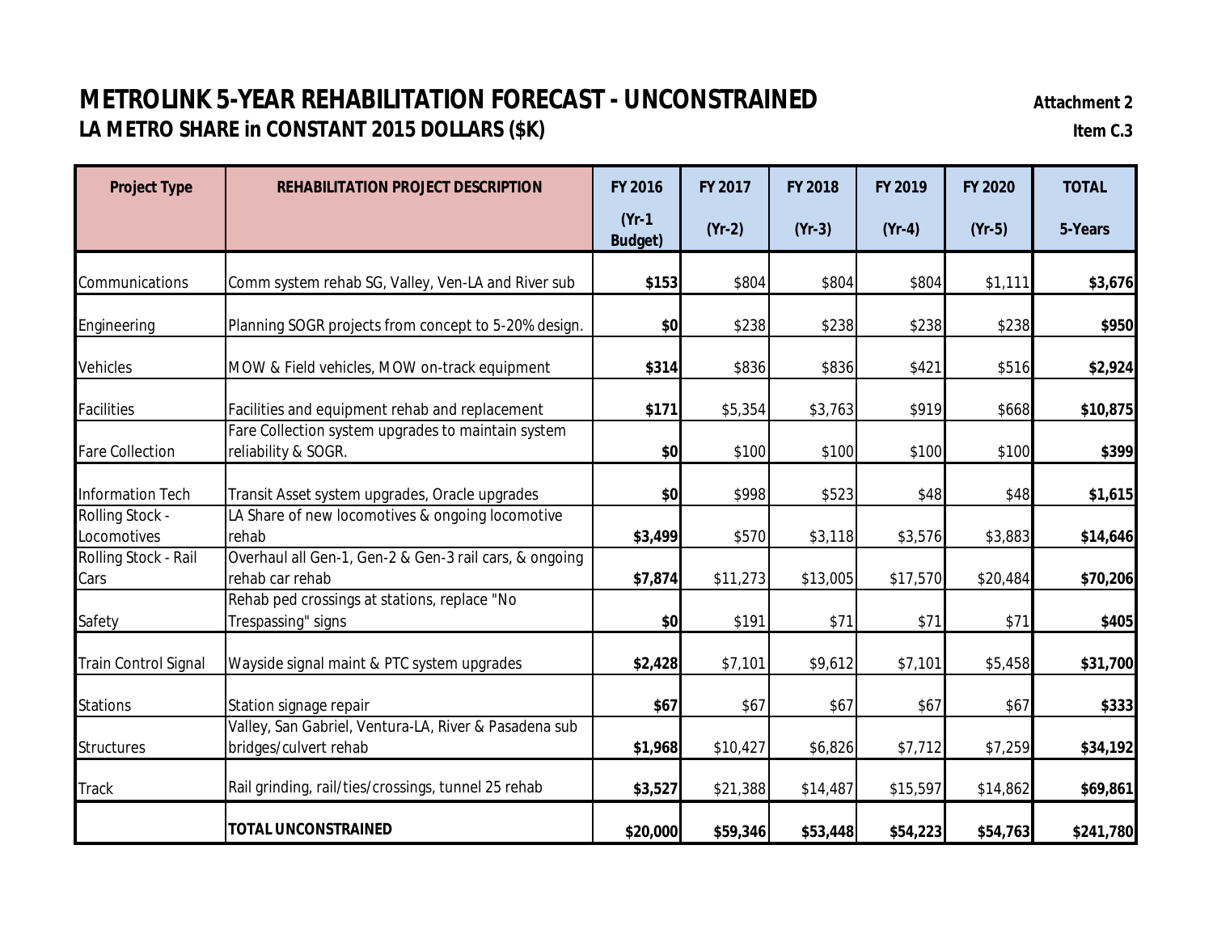# METROLINK 5-YEAR REHABILITATION FORECAST - UNCONSTRAINED

**Attachment 2**

## LA METRO SHARE in CONSTANT 2015 DOLLARS ($K)

**Item C.3**

| Project Type | REHABILITATION PROJECT DESCRIPTION | FY 2016 (Yr-1 Budget) | FY 2017 (Yr-2) | FY 2018 (Yr-3) | FY 2019 (Yr-4) | FY 2020 (Yr-5) | TOTAL 5-Years |
|---|---|---|---|---|---|---|---|
| Communications | Comm system rehab SG, Valley, Ven-LA and River sub | **$153** | $804 | $804 | $804 | $1,111 | **$3,676** |
| Engineering | Planning SOGR projects from concept to 5-20% design. | **$0** | $238 | $238 | $238 | $238 | **$950** |
| Vehicles | MOW & Field vehicles, MOW on-track equipment | **$314** | $836 | $836 | $421 | $516 | **$2,924** |
| Facilities | Facilities and equipment rehab and replacement | **$171** | $5,354 | $3,763 | $919 | $668 | **$10,875** |
| Fare Collection | Fare Collection system upgrades to maintain system reliability & SOGR. | **$0** | $100 | $100 | $100 | $100 | **$399** |
| Information Tech | Transit Asset system upgrades, Oracle upgrades | **$0** | $998 | $523 | $48 | $48 | **$1,615** |
| Rolling Stock - Locomotives | LA Share of new locomotives & ongoing locomotive rehab | **$3,499** | $570 | $3,118 | $3,576 | $3,883 | **$14,646** |
| Rolling Stock - Rail Cars | Overhaul all Gen-1, Gen-2 & Gen-3 rail cars, & ongoing rehab car rehab | **$7,874** | $11,273 | $13,005 | $17,570 | $20,484 | **$70,206** |
| Safety | Rehab ped crossings at stations, replace "No Trespassing" signs | **$0** | $191 | $71 | $71 | $71 | **$405** |
| Train Control Signal | Wayside signal maint & PTC system upgrades | **$2,428** | $7,101 | $9,612 | $7,101 | $5,458 | **$31,700** |
| Stations | Station signage repair | **$67** | $67 | $67 | $67 | $67 | **$333** |
| Structures | Valley, San Gabriel, Ventura-LA, River & Pasadena sub bridges/culvert rehab | **$1,968** | $10,427 | $6,826 | $7,712 | $7,259 | **$34,192** |
| Track | Rail grinding, rail/ties/crossings, tunnel 25 rehab | **$3,527** | $21,388 | $14,487 | $15,597 | $14,862 | **$69,861** |
| | **TOTAL UNCONSTRAINED** | **$20,000** | **$59,346** | **$53,448** | **$54,223** | **$54,763** | **$241,780** |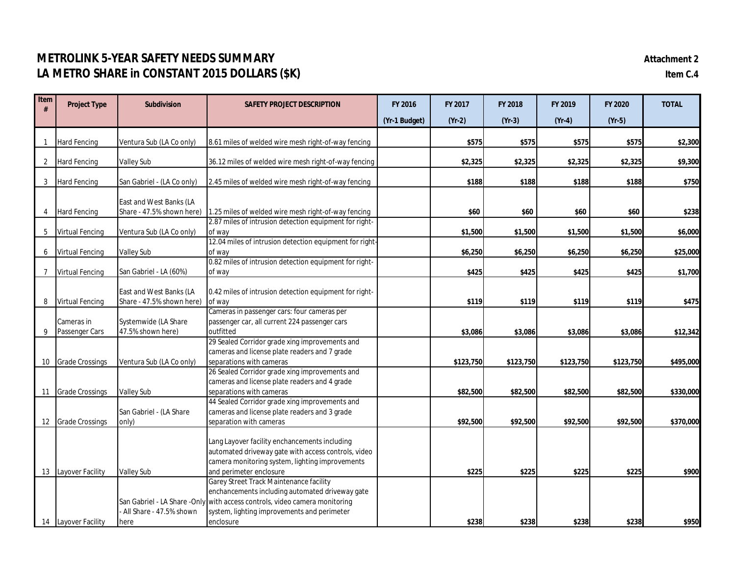# METROLINK 5-YEAR SAFETY NEEDS SUMMARY
# LA METRO SHARE in CONSTANT 2015 DOLLARS ($K)

**Attachment 2**
**Item C.4**

| Item # | Project Type | Subdivision | SAFETY PROJECT DESCRIPTION | FY 2016 (Yr-1 Budget) | FY 2017 (Yr-2) | FY 2018 (Yr-3) | FY 2019 (Yr-4) | FY 2020 (Yr-5) | TOTAL |
|---|---|---|---|---|---|---|---|---|---|
| 1 | Hard Fencing | Ventura Sub (LA Co only) | 8.61 miles of welded wire mesh right-of-way fencing | | $575 | $575 | $575 | $575 | $2,300 |
| 2 | Hard Fencing | Valley Sub | 36.12 miles of welded wire mesh right-of-way fencing | | $2,325 | $2,325 | $2,325 | $2,325 | $9,300 |
| 3 | Hard Fencing | San Gabriel - (LA Co only) | 2.45 miles of welded wire mesh right-of-way fencing | | $188 | $188 | $188 | $188 | $750 |
| 4 | Hard Fencing | East and West Banks (LA Share - 47.5% shown here) | 1.25 miles of welded wire mesh right-of-way fencing | | $60 | $60 | $60 | $60 | $238 |
| 5 | Virtual Fencing | Ventura Sub (LA Co only) | 2.87 miles of intrusion detection equipment for right-of way | | $1,500 | $1,500 | $1,500 | $1,500 | $6,000 |
| 6 | Virtual Fencing | Valley Sub | 12.04 miles of intrusion detection equipment for right-of way | | $6,250 | $6,250 | $6,250 | $6,250 | $25,000 |
| 7 | Virtual Fencing | San Gabriel - LA (60%) | 0.82 miles of intrusion detection equipment for right-of way | | $425 | $425 | $425 | $425 | $1,700 |
| 8 | Virtual Fencing | East and West Banks (LA Share - 47.5% shown here) | 0.42 miles of intrusion detection equipment for right-of way | | $119 | $119 | $119 | $119 | $475 |
| 9 | Cameras in Passenger Cars | Systemwide (LA Share 47.5% shown here) | Cameras in passenger cars: four cameras per passenger car, all current 224 passenger cars outfitted | | $3,086 | $3,086 | $3,086 | $3,086 | $12,342 |
| 10 | Grade Crossings | Ventura Sub (LA Co only) | 29 Sealed Corridor grade xing improvements and cameras and license plate readers and 7 grade separations with cameras | | $123,750 | $123,750 | $123,750 | $123,750 | $495,000 |
| 11 | Grade Crossings | Valley Sub | 26 Sealed Corridor grade xing improvements and cameras and license plate readers and 4 grade separations with cameras | | $82,500 | $82,500 | $82,500 | $82,500 | $330,000 |
| 12 | Grade Crossings | San Gabriel - (LA Share only) | 44 Sealed Corridor grade xing improvements and cameras and license plate readers and 3 grade separation with cameras | | $92,500 | $92,500 | $92,500 | $92,500 | $370,000 |
| 13 | Layover Facility | Valley Sub | Lang Layover facility enchancements including automated driveway gate with access controls, video camera monitoring system, lighting improvements and perimeter enclosure | | $225 | $225 | $225 | $225 | $900 |
| 14 | Layover Facility | San Gabriel - LA Share -Only - All Share - 47.5% shown here | Garey Street Track Maintenance facility enchancements including automated driveway gate with access controls, video camera monitoring system, lighting improvements and perimeter enclosure | | $238 | $238 | $238 | $238 | $950 |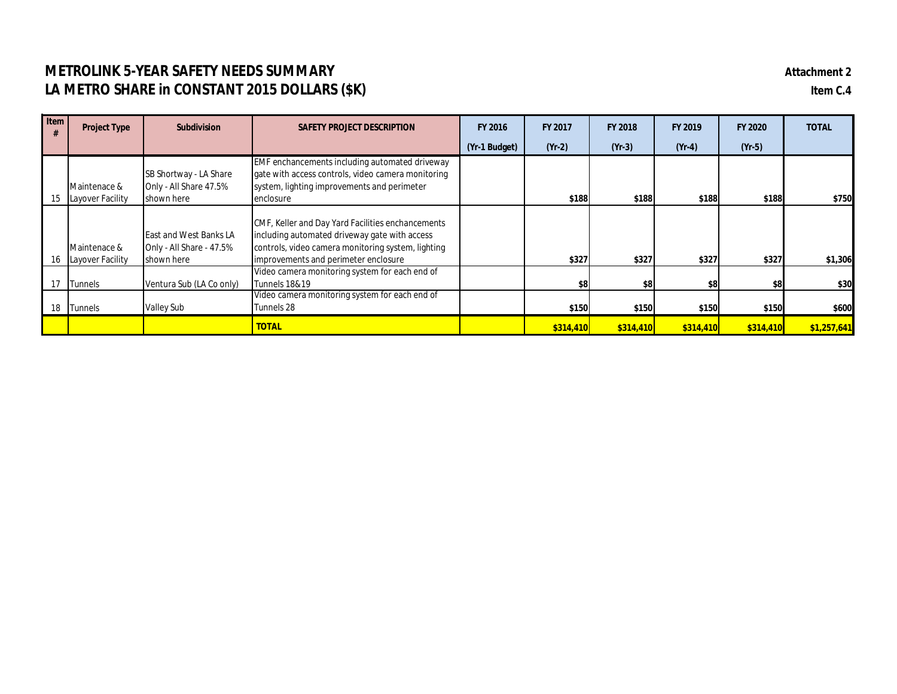# METROLINK 5-YEAR SAFETY NEEDS SUMMARY
# LA METRO SHARE in CONSTANT 2015 DOLLARS ($K)

**Attachment 2**
**Item C.4**

| Item # | Project Type | Subdivision | SAFETY PROJECT DESCRIPTION | FY 2016 | FY 2017 | FY 2018 | FY 2019 | FY 2020 | TOTAL |
|---|---|---|---|---|---|---|---|---|---|
| | | | | (Yr-1 Budget) | (Yr-2) | (Yr-3) | (Yr-4) | (Yr-5) | |
| 15 | Maintenace & Layover Facility | SB Shortway - LA Share Only - All Share 47.5% shown here | EMF enchancements including automated driveway gate with access controls, video camera monitoring system, lighting improvements and perimeter enclosure | | $188 | $188 | $188 | $188 | $750 |
| 16 | Maintenace & Layover Facility | East and West Banks LA Only - All Share - 47.5% shown here | CMF, Keller and Day Yard Facilities enchancements including automated driveway gate with access controls, video camera monitoring system, lighting improvements and perimeter enclosure | | $327 | $327 | $327 | $327 | $1,306 |
| 17 | Tunnels | Ventura Sub (LA Co only) | Video camera monitoring system for each end of Tunnels 18&19 | | $8 | $8 | $8 | $8 | $30 |
| 18 | Tunnels | Valley Sub | Video camera monitoring system for each end of Tunnels 28 | | $150 | $150 | $150 | $150 | $600 |
| | | | **TOTAL** | | **$314,410** | **$314,410** | **$314,410** | **$314,410** | **$1,257,641** |